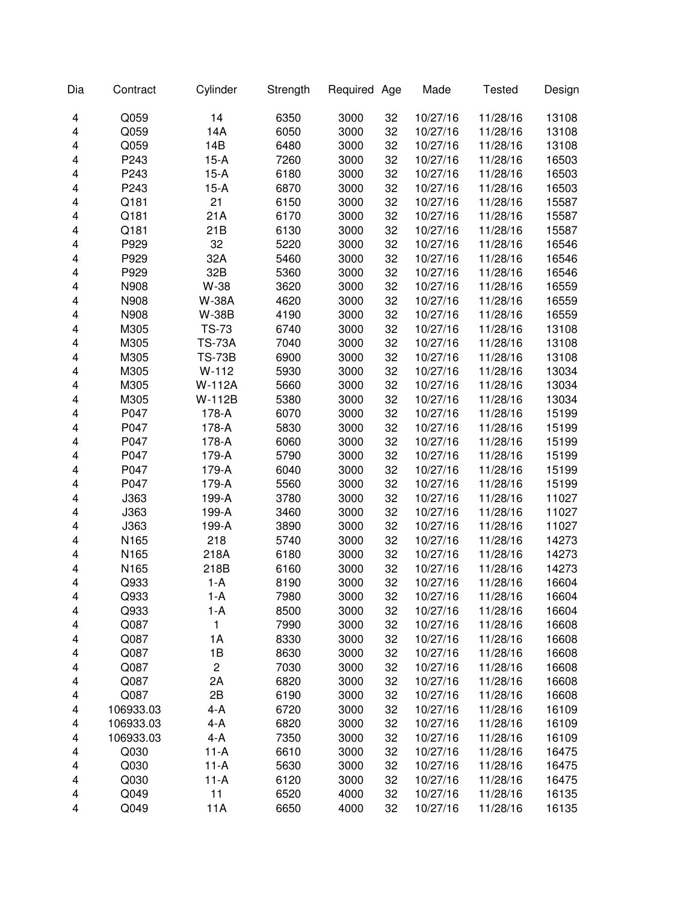| Dia | Contract | Cylinder | Strength | Required | Age | Made | Tested | Design |
|---|---|---|---|---|---|---|---|---|
| 4 | Q059 | 14 | 6350 | 3000 | 32 | 10/27/16 | 11/28/16 | 13108 |
| 4 | Q059 | 14A | 6050 | 3000 | 32 | 10/27/16 | 11/28/16 | 13108 |
| 4 | Q059 | 14B | 6480 | 3000 | 32 | 10/27/16 | 11/28/16 | 13108 |
| 4 | P243 | 15-A | 7260 | 3000 | 32 | 10/27/16 | 11/28/16 | 16503 |
| 4 | P243 | 15-A | 6180 | 3000 | 32 | 10/27/16 | 11/28/16 | 16503 |
| 4 | P243 | 15-A | 6870 | 3000 | 32 | 10/27/16 | 11/28/16 | 16503 |
| 4 | Q181 | 21 | 6150 | 3000 | 32 | 10/27/16 | 11/28/16 | 15587 |
| 4 | Q181 | 21A | 6170 | 3000 | 32 | 10/27/16 | 11/28/16 | 15587 |
| 4 | Q181 | 21B | 6130 | 3000 | 32 | 10/27/16 | 11/28/16 | 15587 |
| 4 | P929 | 32 | 5220 | 3000 | 32 | 10/27/16 | 11/28/16 | 16546 |
| 4 | P929 | 32A | 5460 | 3000 | 32 | 10/27/16 | 11/28/16 | 16546 |
| 4 | P929 | 32B | 5360 | 3000 | 32 | 10/27/16 | 11/28/16 | 16546 |
| 4 | N908 | W-38 | 3620 | 3000 | 32 | 10/27/16 | 11/28/16 | 16559 |
| 4 | N908 | W-38A | 4620 | 3000 | 32 | 10/27/16 | 11/28/16 | 16559 |
| 4 | N908 | W-38B | 4190 | 3000 | 32 | 10/27/16 | 11/28/16 | 16559 |
| 4 | M305 | TS-73 | 6740 | 3000 | 32 | 10/27/16 | 11/28/16 | 13108 |
| 4 | M305 | TS-73A | 7040 | 3000 | 32 | 10/27/16 | 11/28/16 | 13108 |
| 4 | M305 | TS-73B | 6900 | 3000 | 32 | 10/27/16 | 11/28/16 | 13108 |
| 4 | M305 | W-112 | 5930 | 3000 | 32 | 10/27/16 | 11/28/16 | 13034 |
| 4 | M305 | W-112A | 5660 | 3000 | 32 | 10/27/16 | 11/28/16 | 13034 |
| 4 | M305 | W-112B | 5380 | 3000 | 32 | 10/27/16 | 11/28/16 | 13034 |
| 4 | P047 | 178-A | 6070 | 3000 | 32 | 10/27/16 | 11/28/16 | 15199 |
| 4 | P047 | 178-A | 5830 | 3000 | 32 | 10/27/16 | 11/28/16 | 15199 |
| 4 | P047 | 178-A | 6060 | 3000 | 32 | 10/27/16 | 11/28/16 | 15199 |
| 4 | P047 | 179-A | 5790 | 3000 | 32 | 10/27/16 | 11/28/16 | 15199 |
| 4 | P047 | 179-A | 6040 | 3000 | 32 | 10/27/16 | 11/28/16 | 15199 |
| 4 | P047 | 179-A | 5560 | 3000 | 32 | 10/27/16 | 11/28/16 | 15199 |
| 4 | J363 | 199-A | 3780 | 3000 | 32 | 10/27/16 | 11/28/16 | 11027 |
| 4 | J363 | 199-A | 3460 | 3000 | 32 | 10/27/16 | 11/28/16 | 11027 |
| 4 | J363 | 199-A | 3890 | 3000 | 32 | 10/27/16 | 11/28/16 | 11027 |
| 4 | N165 | 218 | 5740 | 3000 | 32 | 10/27/16 | 11/28/16 | 14273 |
| 4 | N165 | 218A | 6180 | 3000 | 32 | 10/27/16 | 11/28/16 | 14273 |
| 4 | N165 | 218B | 6160 | 3000 | 32 | 10/27/16 | 11/28/16 | 14273 |
| 4 | Q933 | 1-A | 8190 | 3000 | 32 | 10/27/16 | 11/28/16 | 16604 |
| 4 | Q933 | 1-A | 7980 | 3000 | 32 | 10/27/16 | 11/28/16 | 16604 |
| 4 | Q933 | 1-A | 8500 | 3000 | 32 | 10/27/16 | 11/28/16 | 16604 |
| 4 | Q087 | 1 | 7990 | 3000 | 32 | 10/27/16 | 11/28/16 | 16608 |
| 4 | Q087 | 1A | 8330 | 3000 | 32 | 10/27/16 | 11/28/16 | 16608 |
| 4 | Q087 | 1B | 8630 | 3000 | 32 | 10/27/16 | 11/28/16 | 16608 |
| 4 | Q087 | 2 | 7030 | 3000 | 32 | 10/27/16 | 11/28/16 | 16608 |
| 4 | Q087 | 2A | 6820 | 3000 | 32 | 10/27/16 | 11/28/16 | 16608 |
| 4 | Q087 | 2B | 6190 | 3000 | 32 | 10/27/16 | 11/28/16 | 16608 |
| 4 | 106933.03 | 4-A | 6720 | 3000 | 32 | 10/27/16 | 11/28/16 | 16109 |
| 4 | 106933.03 | 4-A | 6820 | 3000 | 32 | 10/27/16 | 11/28/16 | 16109 |
| 4 | 106933.03 | 4-A | 7350 | 3000 | 32 | 10/27/16 | 11/28/16 | 16109 |
| 4 | Q030 | 11-A | 6610 | 3000 | 32 | 10/27/16 | 11/28/16 | 16475 |
| 4 | Q030 | 11-A | 5630 | 3000 | 32 | 10/27/16 | 11/28/16 | 16475 |
| 4 | Q030 | 11-A | 6120 | 3000 | 32 | 10/27/16 | 11/28/16 | 16475 |
| 4 | Q049 | 11 | 6520 | 4000 | 32 | 10/27/16 | 11/28/16 | 16135 |
| 4 | Q049 | 11A | 6650 | 4000 | 32 | 10/27/16 | 11/28/16 | 16135 |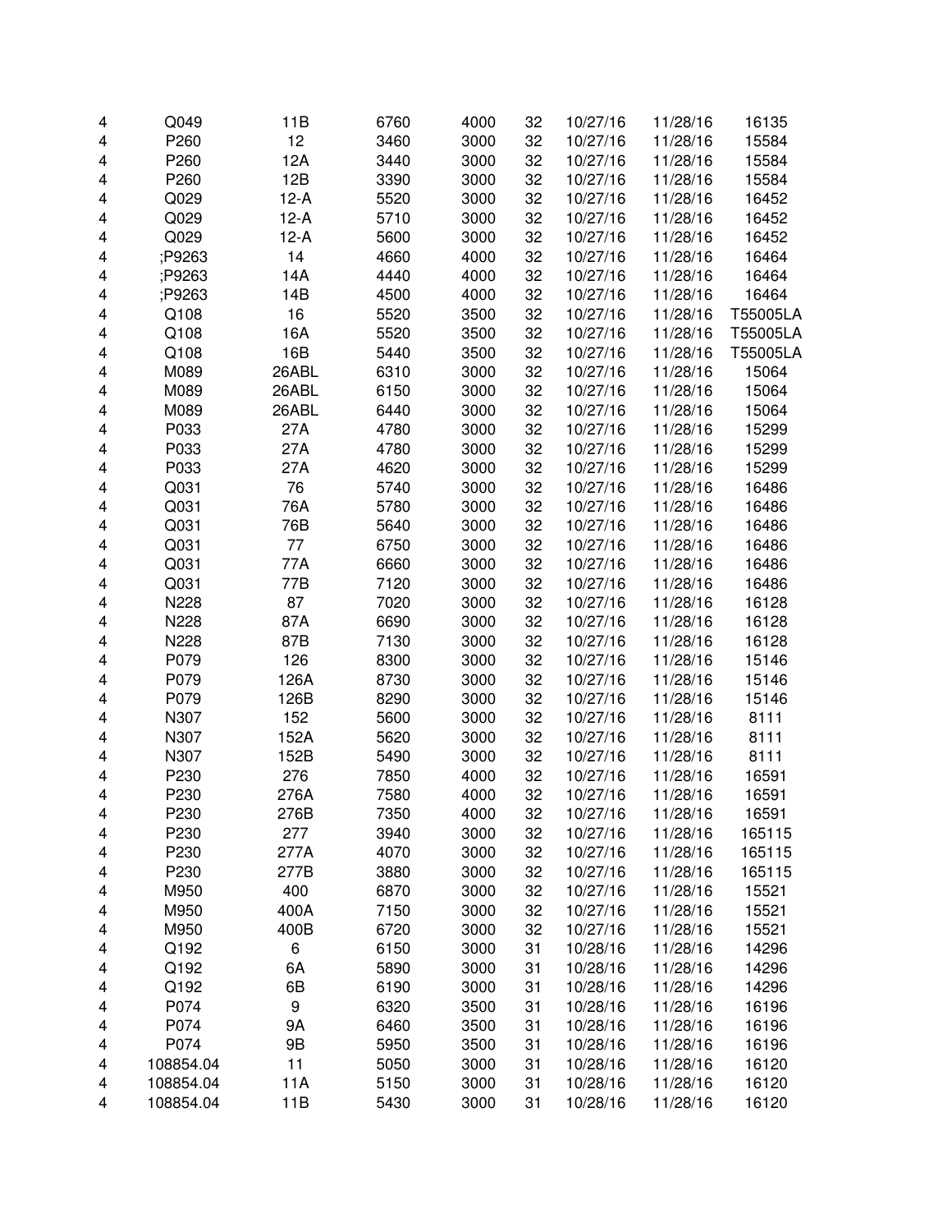| | | | | | | | | |
|---|---|---|---|---|---|---|---|---|
| 4 | Q049 | 11B | 6760 | 4000 | 32 | 10/27/16 | 11/28/16 | 16135 |
| 4 | P260 | 12 | 3460 | 3000 | 32 | 10/27/16 | 11/28/16 | 15584 |
| 4 | P260 | 12A | 3440 | 3000 | 32 | 10/27/16 | 11/28/16 | 15584 |
| 4 | P260 | 12B | 3390 | 3000 | 32 | 10/27/16 | 11/28/16 | 15584 |
| 4 | Q029 | 12-A | 5520 | 3000 | 32 | 10/27/16 | 11/28/16 | 16452 |
| 4 | Q029 | 12-A | 5710 | 3000 | 32 | 10/27/16 | 11/28/16 | 16452 |
| 4 | Q029 | 12-A | 5600 | 3000 | 32 | 10/27/16 | 11/28/16 | 16452 |
| 4 | ;P9263 | 14 | 4660 | 4000 | 32 | 10/27/16 | 11/28/16 | 16464 |
| 4 | ;P9263 | 14A | 4440 | 4000 | 32 | 10/27/16 | 11/28/16 | 16464 |
| 4 | ;P9263 | 14B | 4500 | 4000 | 32 | 10/27/16 | 11/28/16 | 16464 |
| 4 | Q108 | 16 | 5520 | 3500 | 32 | 10/27/16 | 11/28/16 | T55005LA |
| 4 | Q108 | 16A | 5520 | 3500 | 32 | 10/27/16 | 11/28/16 | T55005LA |
| 4 | Q108 | 16B | 5440 | 3500 | 32 | 10/27/16 | 11/28/16 | T55005LA |
| 4 | M089 | 26ABL | 6310 | 3000 | 32 | 10/27/16 | 11/28/16 | 15064 |
| 4 | M089 | 26ABL | 6150 | 3000 | 32 | 10/27/16 | 11/28/16 | 15064 |
| 4 | M089 | 26ABL | 6440 | 3000 | 32 | 10/27/16 | 11/28/16 | 15064 |
| 4 | P033 | 27A | 4780 | 3000 | 32 | 10/27/16 | 11/28/16 | 15299 |
| 4 | P033 | 27A | 4780 | 3000 | 32 | 10/27/16 | 11/28/16 | 15299 |
| 4 | P033 | 27A | 4620 | 3000 | 32 | 10/27/16 | 11/28/16 | 15299 |
| 4 | Q031 | 76 | 5740 | 3000 | 32 | 10/27/16 | 11/28/16 | 16486 |
| 4 | Q031 | 76A | 5780 | 3000 | 32 | 10/27/16 | 11/28/16 | 16486 |
| 4 | Q031 | 76B | 5640 | 3000 | 32 | 10/27/16 | 11/28/16 | 16486 |
| 4 | Q031 | 77 | 6750 | 3000 | 32 | 10/27/16 | 11/28/16 | 16486 |
| 4 | Q031 | 77A | 6660 | 3000 | 32 | 10/27/16 | 11/28/16 | 16486 |
| 4 | Q031 | 77B | 7120 | 3000 | 32 | 10/27/16 | 11/28/16 | 16486 |
| 4 | N228 | 87 | 7020 | 3000 | 32 | 10/27/16 | 11/28/16 | 16128 |
| 4 | N228 | 87A | 6690 | 3000 | 32 | 10/27/16 | 11/28/16 | 16128 |
| 4 | N228 | 87B | 7130 | 3000 | 32 | 10/27/16 | 11/28/16 | 16128 |
| 4 | P079 | 126 | 8300 | 3000 | 32 | 10/27/16 | 11/28/16 | 15146 |
| 4 | P079 | 126A | 8730 | 3000 | 32 | 10/27/16 | 11/28/16 | 15146 |
| 4 | P079 | 126B | 8290 | 3000 | 32 | 10/27/16 | 11/28/16 | 15146 |
| 4 | N307 | 152 | 5600 | 3000 | 32 | 10/27/16 | 11/28/16 | 8111 |
| 4 | N307 | 152A | 5620 | 3000 | 32 | 10/27/16 | 11/28/16 | 8111 |
| 4 | N307 | 152B | 5490 | 3000 | 32 | 10/27/16 | 11/28/16 | 8111 |
| 4 | P230 | 276 | 7850 | 4000 | 32 | 10/27/16 | 11/28/16 | 16591 |
| 4 | P230 | 276A | 7580 | 4000 | 32 | 10/27/16 | 11/28/16 | 16591 |
| 4 | P230 | 276B | 7350 | 4000 | 32 | 10/27/16 | 11/28/16 | 16591 |
| 4 | P230 | 277 | 3940 | 3000 | 32 | 10/27/16 | 11/28/16 | 165115 |
| 4 | P230 | 277A | 4070 | 3000 | 32 | 10/27/16 | 11/28/16 | 165115 |
| 4 | P230 | 277B | 3880 | 3000 | 32 | 10/27/16 | 11/28/16 | 165115 |
| 4 | M950 | 400 | 6870 | 3000 | 32 | 10/27/16 | 11/28/16 | 15521 |
| 4 | M950 | 400A | 7150 | 3000 | 32 | 10/27/16 | 11/28/16 | 15521 |
| 4 | M950 | 400B | 6720 | 3000 | 32 | 10/27/16 | 11/28/16 | 15521 |
| 4 | Q192 | 6 | 6150 | 3000 | 31 | 10/28/16 | 11/28/16 | 14296 |
| 4 | Q192 | 6A | 5890 | 3000 | 31 | 10/28/16 | 11/28/16 | 14296 |
| 4 | Q192 | 6B | 6190 | 3000 | 31 | 10/28/16 | 11/28/16 | 14296 |
| 4 | P074 | 9 | 6320 | 3500 | 31 | 10/28/16 | 11/28/16 | 16196 |
| 4 | P074 | 9A | 6460 | 3500 | 31 | 10/28/16 | 11/28/16 | 16196 |
| 4 | P074 | 9B | 5950 | 3500 | 31 | 10/28/16 | 11/28/16 | 16196 |
| 4 | 108854.04 | 11 | 5050 | 3000 | 31 | 10/28/16 | 11/28/16 | 16120 |
| 4 | 108854.04 | 11A | 5150 | 3000 | 31 | 10/28/16 | 11/28/16 | 16120 |
| 4 | 108854.04 | 11B | 5430 | 3000 | 31 | 10/28/16 | 11/28/16 | 16120 |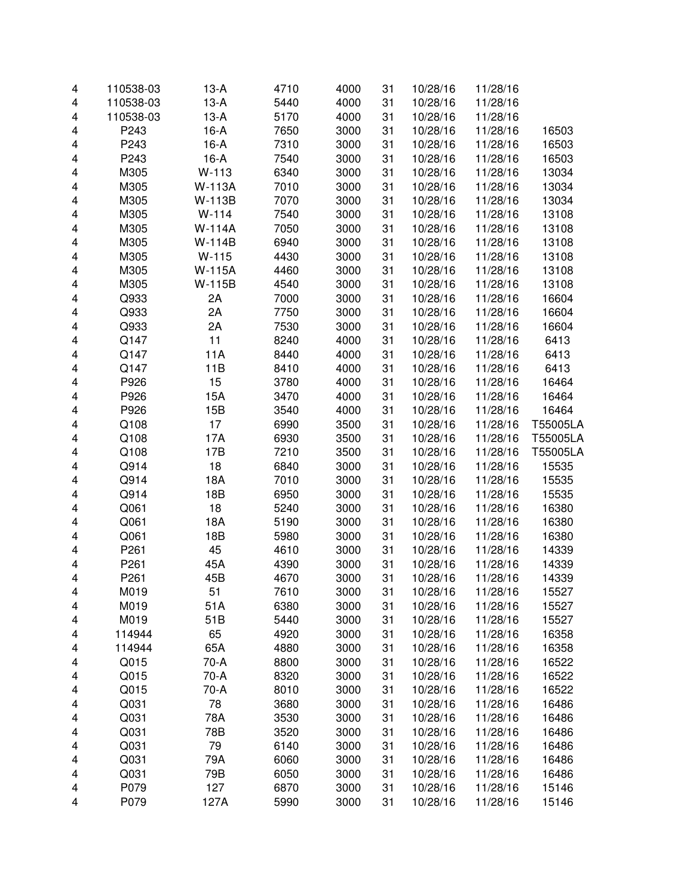| | | | | | | | | |
|---|---|---|---|---|---|---|---|---|
| 4 | 110538-03 | 13-A | 4710 | 4000 | 31 | 10/28/16 | 11/28/16 | |
| 4 | 110538-03 | 13-A | 5440 | 4000 | 31 | 10/28/16 | 11/28/16 | |
| 4 | 110538-03 | 13-A | 5170 | 4000 | 31 | 10/28/16 | 11/28/16 | |
| 4 | P243 | 16-A | 7650 | 3000 | 31 | 10/28/16 | 11/28/16 | 16503 |
| 4 | P243 | 16-A | 7310 | 3000 | 31 | 10/28/16 | 11/28/16 | 16503 |
| 4 | P243 | 16-A | 7540 | 3000 | 31 | 10/28/16 | 11/28/16 | 16503 |
| 4 | M305 | W-113 | 6340 | 3000 | 31 | 10/28/16 | 11/28/16 | 13034 |
| 4 | M305 | W-113A | 7010 | 3000 | 31 | 10/28/16 | 11/28/16 | 13034 |
| 4 | M305 | W-113B | 7070 | 3000 | 31 | 10/28/16 | 11/28/16 | 13034 |
| 4 | M305 | W-114 | 7540 | 3000 | 31 | 10/28/16 | 11/28/16 | 13108 |
| 4 | M305 | W-114A | 7050 | 3000 | 31 | 10/28/16 | 11/28/16 | 13108 |
| 4 | M305 | W-114B | 6940 | 3000 | 31 | 10/28/16 | 11/28/16 | 13108 |
| 4 | M305 | W-115 | 4430 | 3000 | 31 | 10/28/16 | 11/28/16 | 13108 |
| 4 | M305 | W-115A | 4460 | 3000 | 31 | 10/28/16 | 11/28/16 | 13108 |
| 4 | M305 | W-115B | 4540 | 3000 | 31 | 10/28/16 | 11/28/16 | 13108 |
| 4 | Q933 | 2A | 7000 | 3000 | 31 | 10/28/16 | 11/28/16 | 16604 |
| 4 | Q933 | 2A | 7750 | 3000 | 31 | 10/28/16 | 11/28/16 | 16604 |
| 4 | Q933 | 2A | 7530 | 3000 | 31 | 10/28/16 | 11/28/16 | 16604 |
| 4 | Q147 | 11 | 8240 | 4000 | 31 | 10/28/16 | 11/28/16 | 6413 |
| 4 | Q147 | 11A | 8440 | 4000 | 31 | 10/28/16 | 11/28/16 | 6413 |
| 4 | Q147 | 11B | 8410 | 4000 | 31 | 10/28/16 | 11/28/16 | 6413 |
| 4 | P926 | 15 | 3780 | 4000 | 31 | 10/28/16 | 11/28/16 | 16464 |
| 4 | P926 | 15A | 3470 | 4000 | 31 | 10/28/16 | 11/28/16 | 16464 |
| 4 | P926 | 15B | 3540 | 4000 | 31 | 10/28/16 | 11/28/16 | 16464 |
| 4 | Q108 | 17 | 6990 | 3500 | 31 | 10/28/16 | 11/28/16 | T55005LA |
| 4 | Q108 | 17A | 6930 | 3500 | 31 | 10/28/16 | 11/28/16 | T55005LA |
| 4 | Q108 | 17B | 7210 | 3500 | 31 | 10/28/16 | 11/28/16 | T55005LA |
| 4 | Q914 | 18 | 6840 | 3000 | 31 | 10/28/16 | 11/28/16 | 15535 |
| 4 | Q914 | 18A | 7010 | 3000 | 31 | 10/28/16 | 11/28/16 | 15535 |
| 4 | Q914 | 18B | 6950 | 3000 | 31 | 10/28/16 | 11/28/16 | 15535 |
| 4 | Q061 | 18 | 5240 | 3000 | 31 | 10/28/16 | 11/28/16 | 16380 |
| 4 | Q061 | 18A | 5190 | 3000 | 31 | 10/28/16 | 11/28/16 | 16380 |
| 4 | Q061 | 18B | 5980 | 3000 | 31 | 10/28/16 | 11/28/16 | 16380 |
| 4 | P261 | 45 | 4610 | 3000 | 31 | 10/28/16 | 11/28/16 | 14339 |
| 4 | P261 | 45A | 4390 | 3000 | 31 | 10/28/16 | 11/28/16 | 14339 |
| 4 | P261 | 45B | 4670 | 3000 | 31 | 10/28/16 | 11/28/16 | 14339 |
| 4 | M019 | 51 | 7610 | 3000 | 31 | 10/28/16 | 11/28/16 | 15527 |
| 4 | M019 | 51A | 6380 | 3000 | 31 | 10/28/16 | 11/28/16 | 15527 |
| 4 | M019 | 51B | 5440 | 3000 | 31 | 10/28/16 | 11/28/16 | 15527 |
| 4 | 114944 | 65 | 4920 | 3000 | 31 | 10/28/16 | 11/28/16 | 16358 |
| 4 | 114944 | 65A | 4880 | 3000 | 31 | 10/28/16 | 11/28/16 | 16358 |
| 4 | Q015 | 70-A | 8800 | 3000 | 31 | 10/28/16 | 11/28/16 | 16522 |
| 4 | Q015 | 70-A | 8320 | 3000 | 31 | 10/28/16 | 11/28/16 | 16522 |
| 4 | Q015 | 70-A | 8010 | 3000 | 31 | 10/28/16 | 11/28/16 | 16522 |
| 4 | Q031 | 78 | 3680 | 3000 | 31 | 10/28/16 | 11/28/16 | 16486 |
| 4 | Q031 | 78A | 3530 | 3000 | 31 | 10/28/16 | 11/28/16 | 16486 |
| 4 | Q031 | 78B | 3520 | 3000 | 31 | 10/28/16 | 11/28/16 | 16486 |
| 4 | Q031 | 79 | 6140 | 3000 | 31 | 10/28/16 | 11/28/16 | 16486 |
| 4 | Q031 | 79A | 6060 | 3000 | 31 | 10/28/16 | 11/28/16 | 16486 |
| 4 | Q031 | 79B | 6050 | 3000 | 31 | 10/28/16 | 11/28/16 | 16486 |
| 4 | P079 | 127 | 6870 | 3000 | 31 | 10/28/16 | 11/28/16 | 15146 |
| 4 | P079 | 127A | 5990 | 3000 | 31 | 10/28/16 | 11/28/16 | 15146 |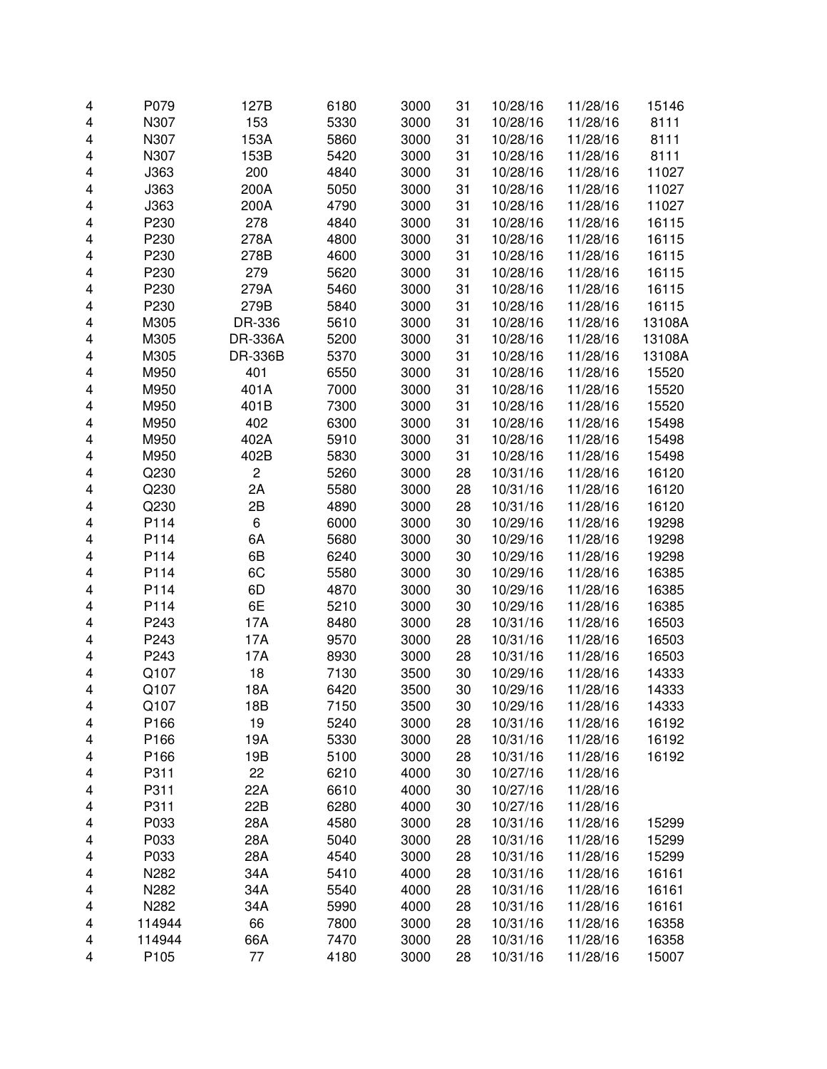| | | | | | | | | |
|---|---|---|---|---|---|---|---|---|
| 4 | P079 | 127B | 6180 | 3000 | 31 | 10/28/16 | 11/28/16 | 15146 |
| 4 | N307 | 153 | 5330 | 3000 | 31 | 10/28/16 | 11/28/16 | 8111 |
| 4 | N307 | 153A | 5860 | 3000 | 31 | 10/28/16 | 11/28/16 | 8111 |
| 4 | N307 | 153B | 5420 | 3000 | 31 | 10/28/16 | 11/28/16 | 8111 |
| 4 | J363 | 200 | 4840 | 3000 | 31 | 10/28/16 | 11/28/16 | 11027 |
| 4 | J363 | 200A | 5050 | 3000 | 31 | 10/28/16 | 11/28/16 | 11027 |
| 4 | J363 | 200A | 4790 | 3000 | 31 | 10/28/16 | 11/28/16 | 11027 |
| 4 | P230 | 278 | 4840 | 3000 | 31 | 10/28/16 | 11/28/16 | 16115 |
| 4 | P230 | 278A | 4800 | 3000 | 31 | 10/28/16 | 11/28/16 | 16115 |
| 4 | P230 | 278B | 4600 | 3000 | 31 | 10/28/16 | 11/28/16 | 16115 |
| 4 | P230 | 279 | 5620 | 3000 | 31 | 10/28/16 | 11/28/16 | 16115 |
| 4 | P230 | 279A | 5460 | 3000 | 31 | 10/28/16 | 11/28/16 | 16115 |
| 4 | P230 | 279B | 5840 | 3000 | 31 | 10/28/16 | 11/28/16 | 16115 |
| 4 | M305 | DR-336 | 5610 | 3000 | 31 | 10/28/16 | 11/28/16 | 13108A |
| 4 | M305 | DR-336A | 5200 | 3000 | 31 | 10/28/16 | 11/28/16 | 13108A |
| 4 | M305 | DR-336B | 5370 | 3000 | 31 | 10/28/16 | 11/28/16 | 13108A |
| 4 | M950 | 401 | 6550 | 3000 | 31 | 10/28/16 | 11/28/16 | 15520 |
| 4 | M950 | 401A | 7000 | 3000 | 31 | 10/28/16 | 11/28/16 | 15520 |
| 4 | M950 | 401B | 7300 | 3000 | 31 | 10/28/16 | 11/28/16 | 15520 |
| 4 | M950 | 402 | 6300 | 3000 | 31 | 10/28/16 | 11/28/16 | 15498 |
| 4 | M950 | 402A | 5910 | 3000 | 31 | 10/28/16 | 11/28/16 | 15498 |
| 4 | M950 | 402B | 5830 | 3000 | 31 | 10/28/16 | 11/28/16 | 15498 |
| 4 | Q230 | 2 | 5260 | 3000 | 28 | 10/31/16 | 11/28/16 | 16120 |
| 4 | Q230 | 2A | 5580 | 3000 | 28 | 10/31/16 | 11/28/16 | 16120 |
| 4 | Q230 | 2B | 4890 | 3000 | 28 | 10/31/16 | 11/28/16 | 16120 |
| 4 | P114 | 6 | 6000 | 3000 | 30 | 10/29/16 | 11/28/16 | 19298 |
| 4 | P114 | 6A | 5680 | 3000 | 30 | 10/29/16 | 11/28/16 | 19298 |
| 4 | P114 | 6B | 6240 | 3000 | 30 | 10/29/16 | 11/28/16 | 19298 |
| 4 | P114 | 6C | 5580 | 3000 | 30 | 10/29/16 | 11/28/16 | 16385 |
| 4 | P114 | 6D | 4870 | 3000 | 30 | 10/29/16 | 11/28/16 | 16385 |
| 4 | P114 | 6E | 5210 | 3000 | 30 | 10/29/16 | 11/28/16 | 16385 |
| 4 | P243 | 17A | 8480 | 3000 | 28 | 10/31/16 | 11/28/16 | 16503 |
| 4 | P243 | 17A | 9570 | 3000 | 28 | 10/31/16 | 11/28/16 | 16503 |
| 4 | P243 | 17A | 8930 | 3000 | 28 | 10/31/16 | 11/28/16 | 16503 |
| 4 | Q107 | 18 | 7130 | 3500 | 30 | 10/29/16 | 11/28/16 | 14333 |
| 4 | Q107 | 18A | 6420 | 3500 | 30 | 10/29/16 | 11/28/16 | 14333 |
| 4 | Q107 | 18B | 7150 | 3500 | 30 | 10/29/16 | 11/28/16 | 14333 |
| 4 | P166 | 19 | 5240 | 3000 | 28 | 10/31/16 | 11/28/16 | 16192 |
| 4 | P166 | 19A | 5330 | 3000 | 28 | 10/31/16 | 11/28/16 | 16192 |
| 4 | P166 | 19B | 5100 | 3000 | 28 | 10/31/16 | 11/28/16 | 16192 |
| 4 | P311 | 22 | 6210 | 4000 | 30 | 10/27/16 | 11/28/16 | |
| 4 | P311 | 22A | 6610 | 4000 | 30 | 10/27/16 | 11/28/16 | |
| 4 | P311 | 22B | 6280 | 4000 | 30 | 10/27/16 | 11/28/16 | |
| 4 | P033 | 28A | 4580 | 3000 | 28 | 10/31/16 | 11/28/16 | 15299 |
| 4 | P033 | 28A | 5040 | 3000 | 28 | 10/31/16 | 11/28/16 | 15299 |
| 4 | P033 | 28A | 4540 | 3000 | 28 | 10/31/16 | 11/28/16 | 15299 |
| 4 | N282 | 34A | 5410 | 4000 | 28 | 10/31/16 | 11/28/16 | 16161 |
| 4 | N282 | 34A | 5540 | 4000 | 28 | 10/31/16 | 11/28/16 | 16161 |
| 4 | N282 | 34A | 5990 | 4000 | 28 | 10/31/16 | 11/28/16 | 16161 |
| 4 | 114944 | 66 | 7800 | 3000 | 28 | 10/31/16 | 11/28/16 | 16358 |
| 4 | 114944 | 66A | 7470 | 3000 | 28 | 10/31/16 | 11/28/16 | 16358 |
| 4 | P105 | 77 | 4180 | 3000 | 28 | 10/31/16 | 11/28/16 | 15007 |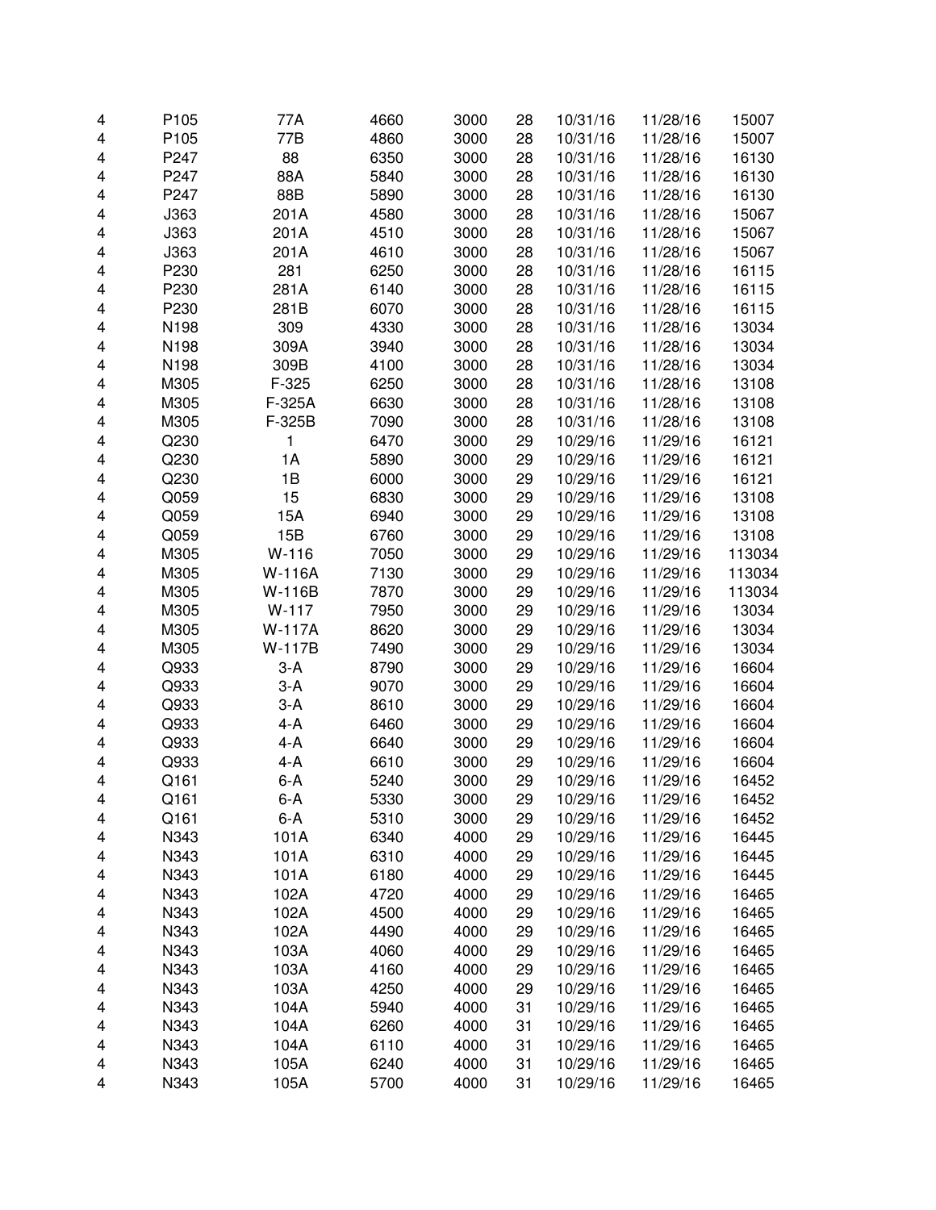| | | | | | | | | |
|---|---|---|---|---|---|---|---|---|
| 4 | P105 | 77A | 4660 | 3000 | 28 | 10/31/16 | 11/28/16 | 15007 |
| 4 | P105 | 77B | 4860 | 3000 | 28 | 10/31/16 | 11/28/16 | 15007 |
| 4 | P247 | 88 | 6350 | 3000 | 28 | 10/31/16 | 11/28/16 | 16130 |
| 4 | P247 | 88A | 5840 | 3000 | 28 | 10/31/16 | 11/28/16 | 16130 |
| 4 | P247 | 88B | 5890 | 3000 | 28 | 10/31/16 | 11/28/16 | 16130 |
| 4 | J363 | 201A | 4580 | 3000 | 28 | 10/31/16 | 11/28/16 | 15067 |
| 4 | J363 | 201A | 4510 | 3000 | 28 | 10/31/16 | 11/28/16 | 15067 |
| 4 | J363 | 201A | 4610 | 3000 | 28 | 10/31/16 | 11/28/16 | 15067 |
| 4 | P230 | 281 | 6250 | 3000 | 28 | 10/31/16 | 11/28/16 | 16115 |
| 4 | P230 | 281A | 6140 | 3000 | 28 | 10/31/16 | 11/28/16 | 16115 |
| 4 | P230 | 281B | 6070 | 3000 | 28 | 10/31/16 | 11/28/16 | 16115 |
| 4 | N198 | 309 | 4330 | 3000 | 28 | 10/31/16 | 11/28/16 | 13034 |
| 4 | N198 | 309A | 3940 | 3000 | 28 | 10/31/16 | 11/28/16 | 13034 |
| 4 | N198 | 309B | 4100 | 3000 | 28 | 10/31/16 | 11/28/16 | 13034 |
| 4 | M305 | F-325 | 6250 | 3000 | 28 | 10/31/16 | 11/28/16 | 13108 |
| 4 | M305 | F-325A | 6630 | 3000 | 28 | 10/31/16 | 11/28/16 | 13108 |
| 4 | M305 | F-325B | 7090 | 3000 | 28 | 10/31/16 | 11/28/16 | 13108 |
| 4 | Q230 | 1 | 6470 | 3000 | 29 | 10/29/16 | 11/29/16 | 16121 |
| 4 | Q230 | 1A | 5890 | 3000 | 29 | 10/29/16 | 11/29/16 | 16121 |
| 4 | Q230 | 1B | 6000 | 3000 | 29 | 10/29/16 | 11/29/16 | 16121 |
| 4 | Q059 | 15 | 6830 | 3000 | 29 | 10/29/16 | 11/29/16 | 13108 |
| 4 | Q059 | 15A | 6940 | 3000 | 29 | 10/29/16 | 11/29/16 | 13108 |
| 4 | Q059 | 15B | 6760 | 3000 | 29 | 10/29/16 | 11/29/16 | 13108 |
| 4 | M305 | W-116 | 7050 | 3000 | 29 | 10/29/16 | 11/29/16 | 113034 |
| 4 | M305 | W-116A | 7130 | 3000 | 29 | 10/29/16 | 11/29/16 | 113034 |
| 4 | M305 | W-116B | 7870 | 3000 | 29 | 10/29/16 | 11/29/16 | 113034 |
| 4 | M305 | W-117 | 7950 | 3000 | 29 | 10/29/16 | 11/29/16 | 13034 |
| 4 | M305 | W-117A | 8620 | 3000 | 29 | 10/29/16 | 11/29/16 | 13034 |
| 4 | M305 | W-117B | 7490 | 3000 | 29 | 10/29/16 | 11/29/16 | 13034 |
| 4 | Q933 | 3-A | 8790 | 3000 | 29 | 10/29/16 | 11/29/16 | 16604 |
| 4 | Q933 | 3-A | 9070 | 3000 | 29 | 10/29/16 | 11/29/16 | 16604 |
| 4 | Q933 | 3-A | 8610 | 3000 | 29 | 10/29/16 | 11/29/16 | 16604 |
| 4 | Q933 | 4-A | 6460 | 3000 | 29 | 10/29/16 | 11/29/16 | 16604 |
| 4 | Q933 | 4-A | 6640 | 3000 | 29 | 10/29/16 | 11/29/16 | 16604 |
| 4 | Q933 | 4-A | 6610 | 3000 | 29 | 10/29/16 | 11/29/16 | 16604 |
| 4 | Q161 | 6-A | 5240 | 3000 | 29 | 10/29/16 | 11/29/16 | 16452 |
| 4 | Q161 | 6-A | 5330 | 3000 | 29 | 10/29/16 | 11/29/16 | 16452 |
| 4 | Q161 | 6-A | 5310 | 3000 | 29 | 10/29/16 | 11/29/16 | 16452 |
| 4 | N343 | 101A | 6340 | 4000 | 29 | 10/29/16 | 11/29/16 | 16445 |
| 4 | N343 | 101A | 6310 | 4000 | 29 | 10/29/16 | 11/29/16 | 16445 |
| 4 | N343 | 101A | 6180 | 4000 | 29 | 10/29/16 | 11/29/16 | 16445 |
| 4 | N343 | 102A | 4720 | 4000 | 29 | 10/29/16 | 11/29/16 | 16465 |
| 4 | N343 | 102A | 4500 | 4000 | 29 | 10/29/16 | 11/29/16 | 16465 |
| 4 | N343 | 102A | 4490 | 4000 | 29 | 10/29/16 | 11/29/16 | 16465 |
| 4 | N343 | 103A | 4060 | 4000 | 29 | 10/29/16 | 11/29/16 | 16465 |
| 4 | N343 | 103A | 4160 | 4000 | 29 | 10/29/16 | 11/29/16 | 16465 |
| 4 | N343 | 103A | 4250 | 4000 | 29 | 10/29/16 | 11/29/16 | 16465 |
| 4 | N343 | 104A | 5940 | 4000 | 31 | 10/29/16 | 11/29/16 | 16465 |
| 4 | N343 | 104A | 6260 | 4000 | 31 | 10/29/16 | 11/29/16 | 16465 |
| 4 | N343 | 104A | 6110 | 4000 | 31 | 10/29/16 | 11/29/16 | 16465 |
| 4 | N343 | 105A | 6240 | 4000 | 31 | 10/29/16 | 11/29/16 | 16465 |
| 4 | N343 | 105A | 5700 | 4000 | 31 | 10/29/16 | 11/29/16 | 16465 |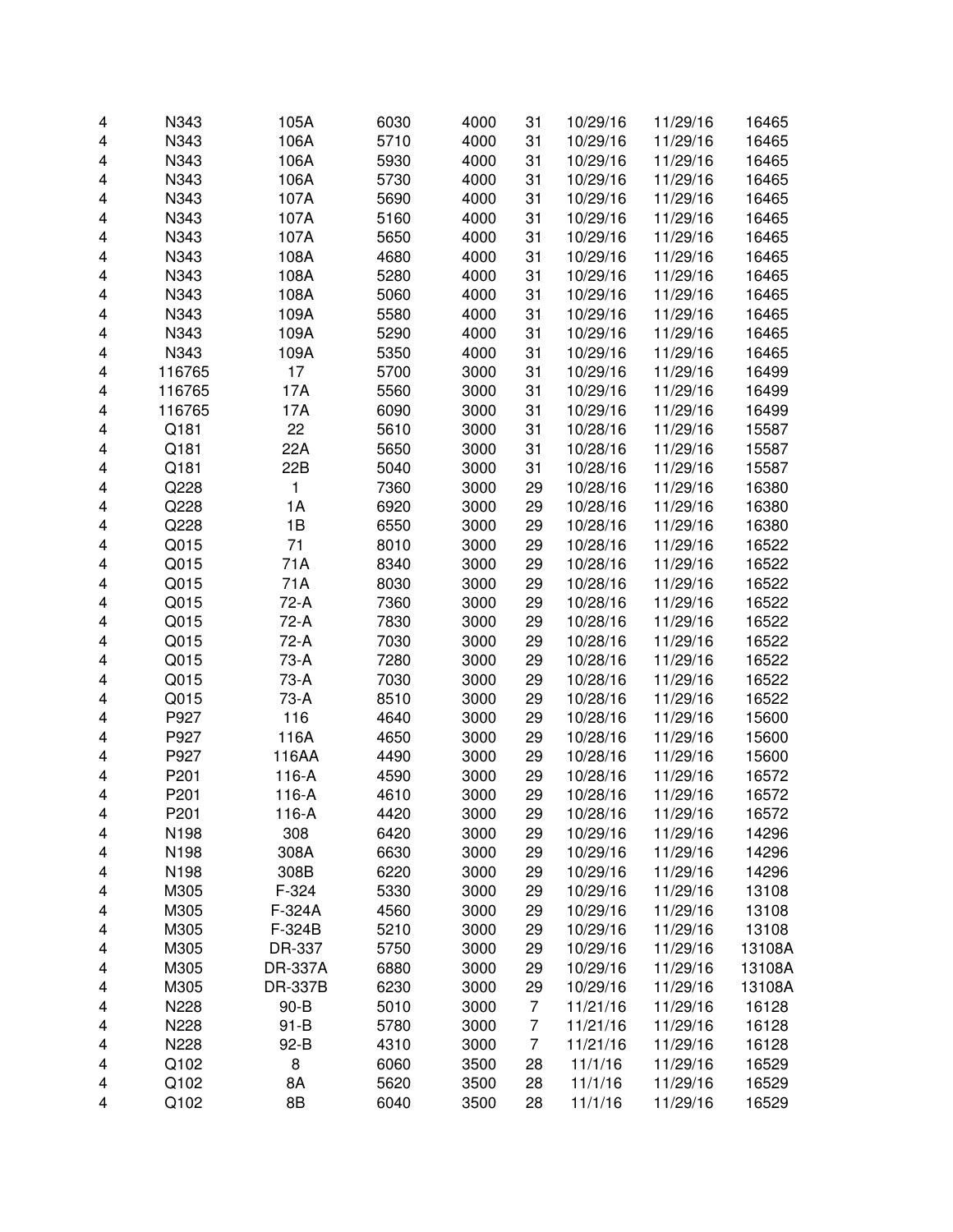| | | | | | | | | |
|---|---|---|---|---|---|---|---|---|
| 4 | N343 | 105A | 6030 | 4000 | 31 | 10/29/16 | 11/29/16 | 16465 |
| 4 | N343 | 106A | 5710 | 4000 | 31 | 10/29/16 | 11/29/16 | 16465 |
| 4 | N343 | 106A | 5930 | 4000 | 31 | 10/29/16 | 11/29/16 | 16465 |
| 4 | N343 | 106A | 5730 | 4000 | 31 | 10/29/16 | 11/29/16 | 16465 |
| 4 | N343 | 107A | 5690 | 4000 | 31 | 10/29/16 | 11/29/16 | 16465 |
| 4 | N343 | 107A | 5160 | 4000 | 31 | 10/29/16 | 11/29/16 | 16465 |
| 4 | N343 | 107A | 5650 | 4000 | 31 | 10/29/16 | 11/29/16 | 16465 |
| 4 | N343 | 108A | 4680 | 4000 | 31 | 10/29/16 | 11/29/16 | 16465 |
| 4 | N343 | 108A | 5280 | 4000 | 31 | 10/29/16 | 11/29/16 | 16465 |
| 4 | N343 | 108A | 5060 | 4000 | 31 | 10/29/16 | 11/29/16 | 16465 |
| 4 | N343 | 109A | 5580 | 4000 | 31 | 10/29/16 | 11/29/16 | 16465 |
| 4 | N343 | 109A | 5290 | 4000 | 31 | 10/29/16 | 11/29/16 | 16465 |
| 4 | N343 | 109A | 5350 | 4000 | 31 | 10/29/16 | 11/29/16 | 16465 |
| 4 | 116765 | 17 | 5700 | 3000 | 31 | 10/29/16 | 11/29/16 | 16499 |
| 4 | 116765 | 17A | 5560 | 3000 | 31 | 10/29/16 | 11/29/16 | 16499 |
| 4 | 116765 | 17A | 6090 | 3000 | 31 | 10/29/16 | 11/29/16 | 16499 |
| 4 | Q181 | 22 | 5610 | 3000 | 31 | 10/28/16 | 11/29/16 | 15587 |
| 4 | Q181 | 22A | 5650 | 3000 | 31 | 10/28/16 | 11/29/16 | 15587 |
| 4 | Q181 | 22B | 5040 | 3000 | 31 | 10/28/16 | 11/29/16 | 15587 |
| 4 | Q228 | 1 | 7360 | 3000 | 29 | 10/28/16 | 11/29/16 | 16380 |
| 4 | Q228 | 1A | 6920 | 3000 | 29 | 10/28/16 | 11/29/16 | 16380 |
| 4 | Q228 | 1B | 6550 | 3000 | 29 | 10/28/16 | 11/29/16 | 16380 |
| 4 | Q015 | 71 | 8010 | 3000 | 29 | 10/28/16 | 11/29/16 | 16522 |
| 4 | Q015 | 71A | 8340 | 3000 | 29 | 10/28/16 | 11/29/16 | 16522 |
| 4 | Q015 | 71A | 8030 | 3000 | 29 | 10/28/16 | 11/29/16 | 16522 |
| 4 | Q015 | 72-A | 7360 | 3000 | 29 | 10/28/16 | 11/29/16 | 16522 |
| 4 | Q015 | 72-A | 7830 | 3000 | 29 | 10/28/16 | 11/29/16 | 16522 |
| 4 | Q015 | 72-A | 7030 | 3000 | 29 | 10/28/16 | 11/29/16 | 16522 |
| 4 | Q015 | 73-A | 7280 | 3000 | 29 | 10/28/16 | 11/29/16 | 16522 |
| 4 | Q015 | 73-A | 7030 | 3000 | 29 | 10/28/16 | 11/29/16 | 16522 |
| 4 | Q015 | 73-A | 8510 | 3000 | 29 | 10/28/16 | 11/29/16 | 16522 |
| 4 | P927 | 116 | 4640 | 3000 | 29 | 10/28/16 | 11/29/16 | 15600 |
| 4 | P927 | 116A | 4650 | 3000 | 29 | 10/28/16 | 11/29/16 | 15600 |
| 4 | P927 | 116AA | 4490 | 3000 | 29 | 10/28/16 | 11/29/16 | 15600 |
| 4 | P201 | 116-A | 4590 | 3000 | 29 | 10/28/16 | 11/29/16 | 16572 |
| 4 | P201 | 116-A | 4610 | 3000 | 29 | 10/28/16 | 11/29/16 | 16572 |
| 4 | P201 | 116-A | 4420 | 3000 | 29 | 10/28/16 | 11/29/16 | 16572 |
| 4 | N198 | 308 | 6420 | 3000 | 29 | 10/29/16 | 11/29/16 | 14296 |
| 4 | N198 | 308A | 6630 | 3000 | 29 | 10/29/16 | 11/29/16 | 14296 |
| 4 | N198 | 308B | 6220 | 3000 | 29 | 10/29/16 | 11/29/16 | 14296 |
| 4 | M305 | F-324 | 5330 | 3000 | 29 | 10/29/16 | 11/29/16 | 13108 |
| 4 | M305 | F-324A | 4560 | 3000 | 29 | 10/29/16 | 11/29/16 | 13108 |
| 4 | M305 | F-324B | 5210 | 3000 | 29 | 10/29/16 | 11/29/16 | 13108 |
| 4 | M305 | DR-337 | 5750 | 3000 | 29 | 10/29/16 | 11/29/16 | 13108A |
| 4 | M305 | DR-337A | 6880 | 3000 | 29 | 10/29/16 | 11/29/16 | 13108A |
| 4 | M305 | DR-337B | 6230 | 3000 | 29 | 10/29/16 | 11/29/16 | 13108A |
| 4 | N228 | 90-B | 5010 | 3000 | 7 | 11/21/16 | 11/29/16 | 16128 |
| 4 | N228 | 91-B | 5780 | 3000 | 7 | 11/21/16 | 11/29/16 | 16128 |
| 4 | N228 | 92-B | 4310 | 3000 | 7 | 11/21/16 | 11/29/16 | 16128 |
| 4 | Q102 | 8 | 6060 | 3500 | 28 | 11/1/16 | 11/29/16 | 16529 |
| 4 | Q102 | 8A | 5620 | 3500 | 28 | 11/1/16 | 11/29/16 | 16529 |
| 4 | Q102 | 8B | 6040 | 3500 | 28 | 11/1/16 | 11/29/16 | 16529 |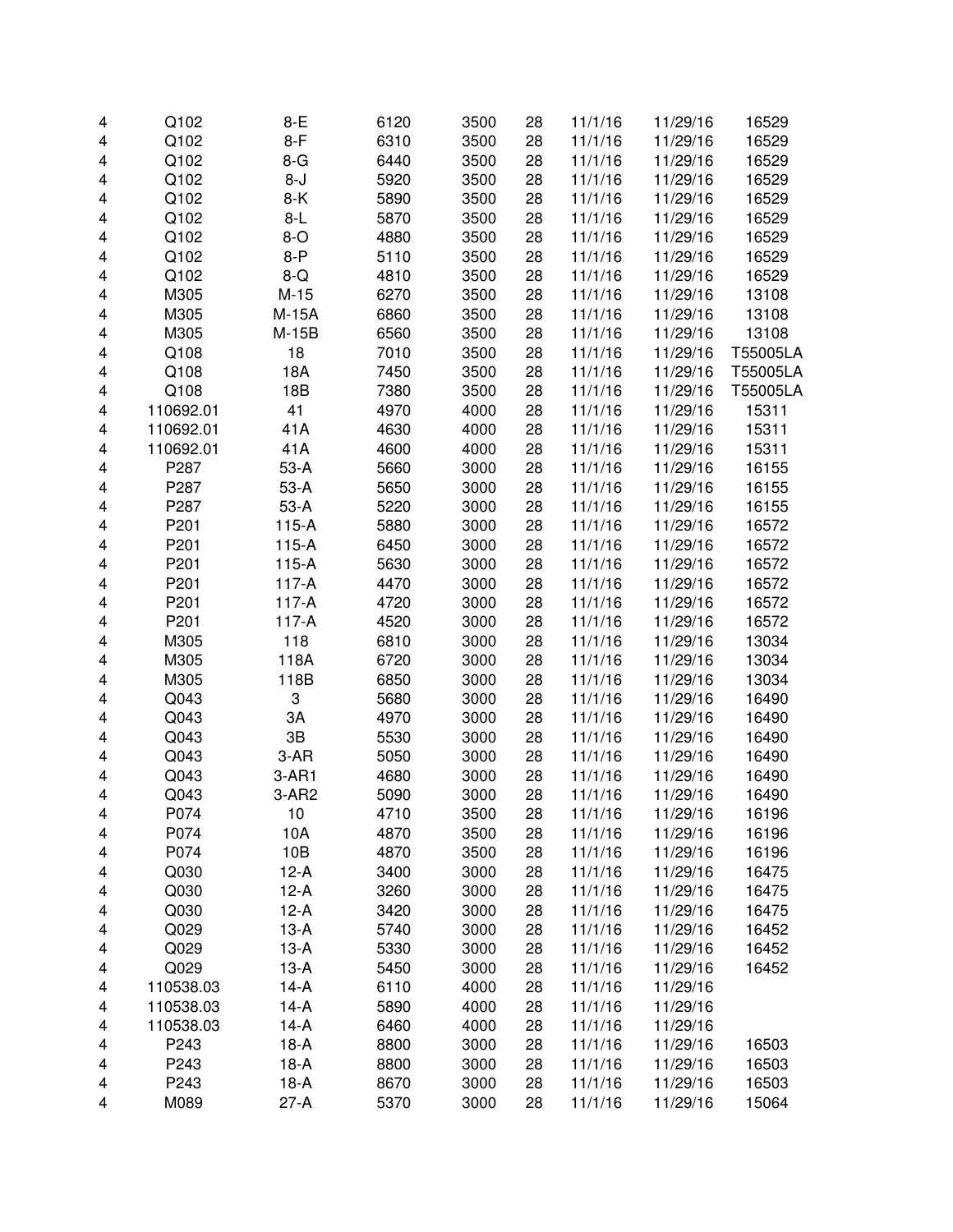| | | | | | | | | |
|---|---|---|---|---|---|---|---|---|
| 4 | Q102 | 8-E | 6120 | 3500 | 28 | 11/1/16 | 11/29/16 | 16529 |
| 4 | Q102 | 8-F | 6310 | 3500 | 28 | 11/1/16 | 11/29/16 | 16529 |
| 4 | Q102 | 8-G | 6440 | 3500 | 28 | 11/1/16 | 11/29/16 | 16529 |
| 4 | Q102 | 8-J | 5920 | 3500 | 28 | 11/1/16 | 11/29/16 | 16529 |
| 4 | Q102 | 8-K | 5890 | 3500 | 28 | 11/1/16 | 11/29/16 | 16529 |
| 4 | Q102 | 8-L | 5870 | 3500 | 28 | 11/1/16 | 11/29/16 | 16529 |
| 4 | Q102 | 8-O | 4880 | 3500 | 28 | 11/1/16 | 11/29/16 | 16529 |
| 4 | Q102 | 8-P | 5110 | 3500 | 28 | 11/1/16 | 11/29/16 | 16529 |
| 4 | Q102 | 8-Q | 4810 | 3500 | 28 | 11/1/16 | 11/29/16 | 16529 |
| 4 | M305 | M-15 | 6270 | 3500 | 28 | 11/1/16 | 11/29/16 | 13108 |
| 4 | M305 | M-15A | 6860 | 3500 | 28 | 11/1/16 | 11/29/16 | 13108 |
| 4 | M305 | M-15B | 6560 | 3500 | 28 | 11/1/16 | 11/29/16 | 13108 |
| 4 | Q108 | 18 | 7010 | 3500 | 28 | 11/1/16 | 11/29/16 | T55005LA |
| 4 | Q108 | 18A | 7450 | 3500 | 28 | 11/1/16 | 11/29/16 | T55005LA |
| 4 | Q108 | 18B | 7380 | 3500 | 28 | 11/1/16 | 11/29/16 | T55005LA |
| 4 | 110692.01 | 41 | 4970 | 4000 | 28 | 11/1/16 | 11/29/16 | 15311 |
| 4 | 110692.01 | 41A | 4630 | 4000 | 28 | 11/1/16 | 11/29/16 | 15311 |
| 4 | 110692.01 | 41A | 4600 | 4000 | 28 | 11/1/16 | 11/29/16 | 15311 |
| 4 | P287 | 53-A | 5660 | 3000 | 28 | 11/1/16 | 11/29/16 | 16155 |
| 4 | P287 | 53-A | 5650 | 3000 | 28 | 11/1/16 | 11/29/16 | 16155 |
| 4 | P287 | 53-A | 5220 | 3000 | 28 | 11/1/16 | 11/29/16 | 16155 |
| 4 | P201 | 115-A | 5880 | 3000 | 28 | 11/1/16 | 11/29/16 | 16572 |
| 4 | P201 | 115-A | 6450 | 3000 | 28 | 11/1/16 | 11/29/16 | 16572 |
| 4 | P201 | 115-A | 5630 | 3000 | 28 | 11/1/16 | 11/29/16 | 16572 |
| 4 | P201 | 117-A | 4470 | 3000 | 28 | 11/1/16 | 11/29/16 | 16572 |
| 4 | P201 | 117-A | 4720 | 3000 | 28 | 11/1/16 | 11/29/16 | 16572 |
| 4 | P201 | 117-A | 4520 | 3000 | 28 | 11/1/16 | 11/29/16 | 16572 |
| 4 | M305 | 118 | 6810 | 3000 | 28 | 11/1/16 | 11/29/16 | 13034 |
| 4 | M305 | 118A | 6720 | 3000 | 28 | 11/1/16 | 11/29/16 | 13034 |
| 4 | M305 | 118B | 6850 | 3000 | 28 | 11/1/16 | 11/29/16 | 13034 |
| 4 | Q043 | 3 | 5680 | 3000 | 28 | 11/1/16 | 11/29/16 | 16490 |
| 4 | Q043 | 3A | 4970 | 3000 | 28 | 11/1/16 | 11/29/16 | 16490 |
| 4 | Q043 | 3B | 5530 | 3000 | 28 | 11/1/16 | 11/29/16 | 16490 |
| 4 | Q043 | 3-AR | 5050 | 3000 | 28 | 11/1/16 | 11/29/16 | 16490 |
| 4 | Q043 | 3-AR1 | 4680 | 3000 | 28 | 11/1/16 | 11/29/16 | 16490 |
| 4 | Q043 | 3-AR2 | 5090 | 3000 | 28 | 11/1/16 | 11/29/16 | 16490 |
| 4 | P074 | 10 | 4710 | 3500 | 28 | 11/1/16 | 11/29/16 | 16196 |
| 4 | P074 | 10A | 4870 | 3500 | 28 | 11/1/16 | 11/29/16 | 16196 |
| 4 | P074 | 10B | 4870 | 3500 | 28 | 11/1/16 | 11/29/16 | 16196 |
| 4 | Q030 | 12-A | 3400 | 3000 | 28 | 11/1/16 | 11/29/16 | 16475 |
| 4 | Q030 | 12-A | 3260 | 3000 | 28 | 11/1/16 | 11/29/16 | 16475 |
| 4 | Q030 | 12-A | 3420 | 3000 | 28 | 11/1/16 | 11/29/16 | 16475 |
| 4 | Q029 | 13-A | 5740 | 3000 | 28 | 11/1/16 | 11/29/16 | 16452 |
| 4 | Q029 | 13-A | 5330 | 3000 | 28 | 11/1/16 | 11/29/16 | 16452 |
| 4 | Q029 | 13-A | 5450 | 3000 | 28 | 11/1/16 | 11/29/16 | 16452 |
| 4 | 110538.03 | 14-A | 6110 | 4000 | 28 | 11/1/16 | 11/29/16 | |
| 4 | 110538.03 | 14-A | 5890 | 4000 | 28 | 11/1/16 | 11/29/16 | |
| 4 | 110538.03 | 14-A | 6460 | 4000 | 28 | 11/1/16 | 11/29/16 | |
| 4 | P243 | 18-A | 8800 | 3000 | 28 | 11/1/16 | 11/29/16 | 16503 |
| 4 | P243 | 18-A | 8800 | 3000 | 28 | 11/1/16 | 11/29/16 | 16503 |
| 4 | P243 | 18-A | 8670 | 3000 | 28 | 11/1/16 | 11/29/16 | 16503 |
| 4 | M089 | 27-A | 5370 | 3000 | 28 | 11/1/16 | 11/29/16 | 15064 |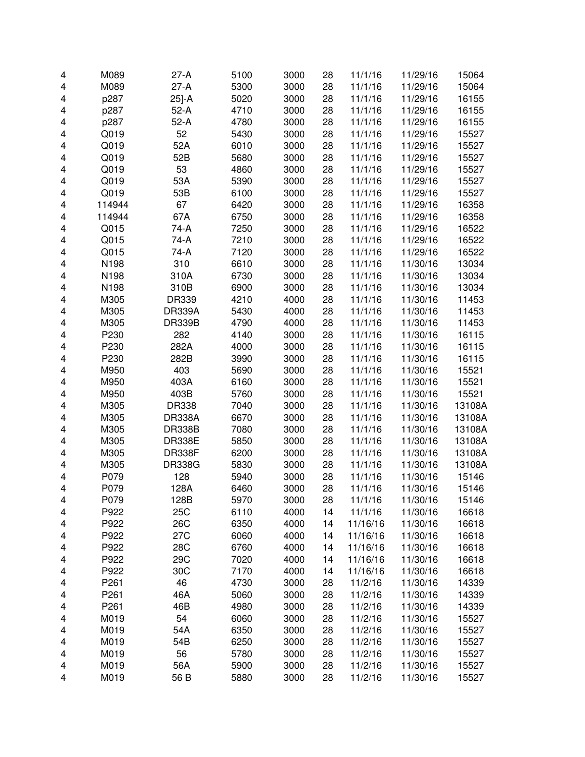| | | | | | | | | |
|---|---|---|---|---|---|---|---|---|
| 4 | M089 | 27-A | 5100 | 3000 | 28 | 11/1/16 | 11/29/16 | 15064 |
| 4 | M089 | 27-A | 5300 | 3000 | 28 | 11/1/16 | 11/29/16 | 15064 |
| 4 | p287 | 25]-A | 5020 | 3000 | 28 | 11/1/16 | 11/29/16 | 16155 |
| 4 | p287 | 52-A | 4710 | 3000 | 28 | 11/1/16 | 11/29/16 | 16155 |
| 4 | p287 | 52-A | 4780 | 3000 | 28 | 11/1/16 | 11/29/16 | 16155 |
| 4 | Q019 | 52 | 5430 | 3000 | 28 | 11/1/16 | 11/29/16 | 15527 |
| 4 | Q019 | 52A | 6010 | 3000 | 28 | 11/1/16 | 11/29/16 | 15527 |
| 4 | Q019 | 52B | 5680 | 3000 | 28 | 11/1/16 | 11/29/16 | 15527 |
| 4 | Q019 | 53 | 4860 | 3000 | 28 | 11/1/16 | 11/29/16 | 15527 |
| 4 | Q019 | 53A | 5390 | 3000 | 28 | 11/1/16 | 11/29/16 | 15527 |
| 4 | Q019 | 53B | 6100 | 3000 | 28 | 11/1/16 | 11/29/16 | 15527 |
| 4 | 114944 | 67 | 6420 | 3000 | 28 | 11/1/16 | 11/29/16 | 16358 |
| 4 | 114944 | 67A | 6750 | 3000 | 28 | 11/1/16 | 11/29/16 | 16358 |
| 4 | Q015 | 74-A | 7250 | 3000 | 28 | 11/1/16 | 11/29/16 | 16522 |
| 4 | Q015 | 74-A | 7210 | 3000 | 28 | 11/1/16 | 11/29/16 | 16522 |
| 4 | Q015 | 74-A | 7120 | 3000 | 28 | 11/1/16 | 11/29/16 | 16522 |
| 4 | N198 | 310 | 6610 | 3000 | 28 | 11/1/16 | 11/30/16 | 13034 |
| 4 | N198 | 310A | 6730 | 3000 | 28 | 11/1/16 | 11/30/16 | 13034 |
| 4 | N198 | 310B | 6900 | 3000 | 28 | 11/1/16 | 11/30/16 | 13034 |
| 4 | M305 | DR339 | 4210 | 4000 | 28 | 11/1/16 | 11/30/16 | 11453 |
| 4 | M305 | DR339A | 5430 | 4000 | 28 | 11/1/16 | 11/30/16 | 11453 |
| 4 | M305 | DR339B | 4790 | 4000 | 28 | 11/1/16 | 11/30/16 | 11453 |
| 4 | P230 | 282 | 4140 | 3000 | 28 | 11/1/16 | 11/30/16 | 16115 |
| 4 | P230 | 282A | 4000 | 3000 | 28 | 11/1/16 | 11/30/16 | 16115 |
| 4 | P230 | 282B | 3990 | 3000 | 28 | 11/1/16 | 11/30/16 | 16115 |
| 4 | M950 | 403 | 5690 | 3000 | 28 | 11/1/16 | 11/30/16 | 15521 |
| 4 | M950 | 403A | 6160 | 3000 | 28 | 11/1/16 | 11/30/16 | 15521 |
| 4 | M950 | 403B | 5760 | 3000 | 28 | 11/1/16 | 11/30/16 | 15521 |
| 4 | M305 | DR338 | 7040 | 3000 | 28 | 11/1/16 | 11/30/16 | 13108A |
| 4 | M305 | DR338A | 6670 | 3000 | 28 | 11/1/16 | 11/30/16 | 13108A |
| 4 | M305 | DR338B | 7080 | 3000 | 28 | 11/1/16 | 11/30/16 | 13108A |
| 4 | M305 | DR338E | 5850 | 3000 | 28 | 11/1/16 | 11/30/16 | 13108A |
| 4 | M305 | DR338F | 6200 | 3000 | 28 | 11/1/16 | 11/30/16 | 13108A |
| 4 | M305 | DR338G | 5830 | 3000 | 28 | 11/1/16 | 11/30/16 | 13108A |
| 4 | P079 | 128 | 5940 | 3000 | 28 | 11/1/16 | 11/30/16 | 15146 |
| 4 | P079 | 128A | 6460 | 3000 | 28 | 11/1/16 | 11/30/16 | 15146 |
| 4 | P079 | 128B | 5970 | 3000 | 28 | 11/1/16 | 11/30/16 | 15146 |
| 4 | P922 | 25C | 6110 | 4000 | 14 | 11/1/16 | 11/30/16 | 16618 |
| 4 | P922 | 26C | 6350 | 4000 | 14 | 11/16/16 | 11/30/16 | 16618 |
| 4 | P922 | 27C | 6060 | 4000 | 14 | 11/16/16 | 11/30/16 | 16618 |
| 4 | P922 | 28C | 6760 | 4000 | 14 | 11/16/16 | 11/30/16 | 16618 |
| 4 | P922 | 29C | 7020 | 4000 | 14 | 11/16/16 | 11/30/16 | 16618 |
| 4 | P922 | 30C | 7170 | 4000 | 14 | 11/16/16 | 11/30/16 | 16618 |
| 4 | P261 | 46 | 4730 | 3000 | 28 | 11/2/16 | 11/30/16 | 14339 |
| 4 | P261 | 46A | 5060 | 3000 | 28 | 11/2/16 | 11/30/16 | 14339 |
| 4 | P261 | 46B | 4980 | 3000 | 28 | 11/2/16 | 11/30/16 | 14339 |
| 4 | M019 | 54 | 6060 | 3000 | 28 | 11/2/16 | 11/30/16 | 15527 |
| 4 | M019 | 54A | 6350 | 3000 | 28 | 11/2/16 | 11/30/16 | 15527 |
| 4 | M019 | 54B | 6250 | 3000 | 28 | 11/2/16 | 11/30/16 | 15527 |
| 4 | M019 | 56 | 5780 | 3000 | 28 | 11/2/16 | 11/30/16 | 15527 |
| 4 | M019 | 56A | 5900 | 3000 | 28 | 11/2/16 | 11/30/16 | 15527 |
| 4 | M019 | 56 B | 5880 | 3000 | 28 | 11/2/16 | 11/30/16 | 15527 |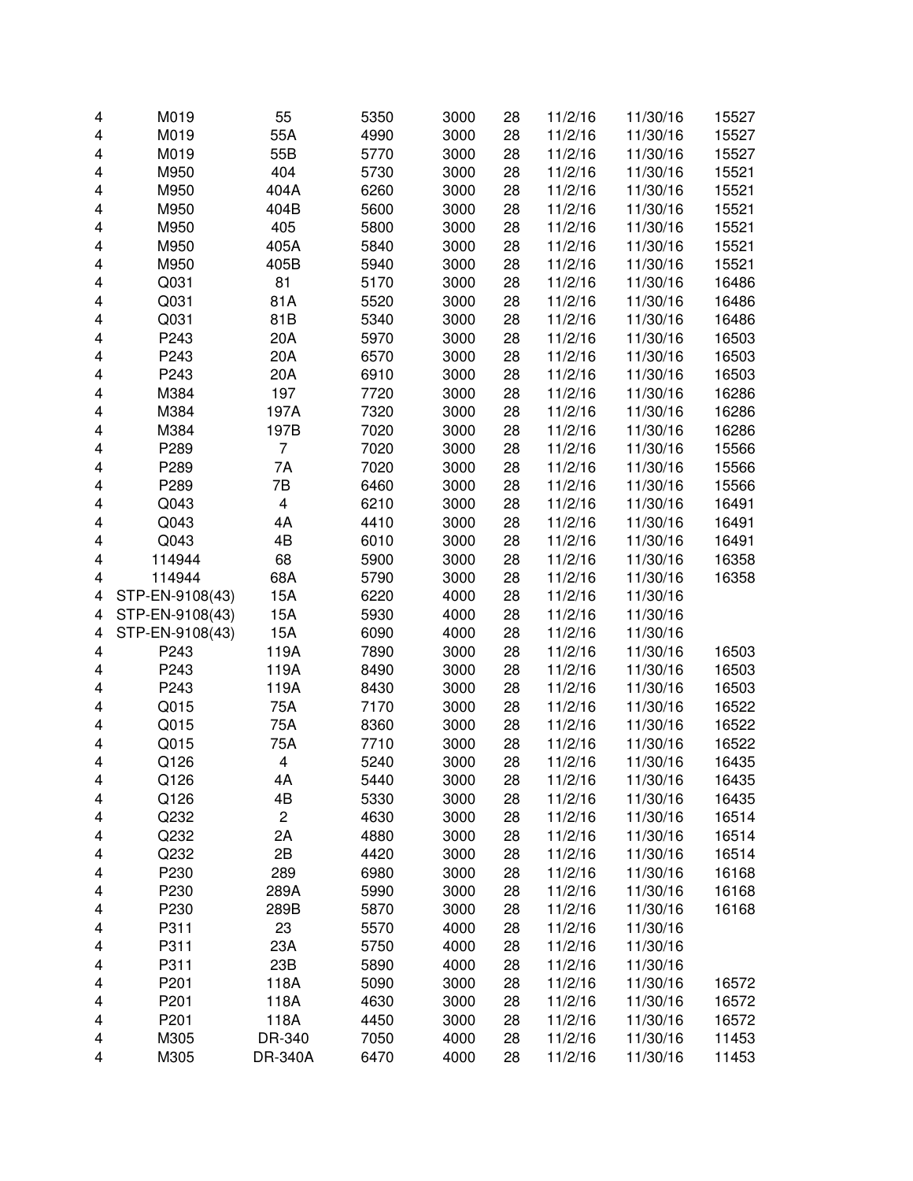| | | | | | | | | |
|---|---|---|---|---|---|---|---|---|
| 4 | M019 | 55 | 5350 | 3000 | 28 | 11/2/16 | 11/30/16 | 15527 |
| 4 | M019 | 55A | 4990 | 3000 | 28 | 11/2/16 | 11/30/16 | 15527 |
| 4 | M019 | 55B | 5770 | 3000 | 28 | 11/2/16 | 11/30/16 | 15527 |
| 4 | M950 | 404 | 5730 | 3000 | 28 | 11/2/16 | 11/30/16 | 15521 |
| 4 | M950 | 404A | 6260 | 3000 | 28 | 11/2/16 | 11/30/16 | 15521 |
| 4 | M950 | 404B | 5600 | 3000 | 28 | 11/2/16 | 11/30/16 | 15521 |
| 4 | M950 | 405 | 5800 | 3000 | 28 | 11/2/16 | 11/30/16 | 15521 |
| 4 | M950 | 405A | 5840 | 3000 | 28 | 11/2/16 | 11/30/16 | 15521 |
| 4 | M950 | 405B | 5940 | 3000 | 28 | 11/2/16 | 11/30/16 | 15521 |
| 4 | Q031 | 81 | 5170 | 3000 | 28 | 11/2/16 | 11/30/16 | 16486 |
| 4 | Q031 | 81A | 5520 | 3000 | 28 | 11/2/16 | 11/30/16 | 16486 |
| 4 | Q031 | 81B | 5340 | 3000 | 28 | 11/2/16 | 11/30/16 | 16486 |
| 4 | P243 | 20A | 5970 | 3000 | 28 | 11/2/16 | 11/30/16 | 16503 |
| 4 | P243 | 20A | 6570 | 3000 | 28 | 11/2/16 | 11/30/16 | 16503 |
| 4 | P243 | 20A | 6910 | 3000 | 28 | 11/2/16 | 11/30/16 | 16503 |
| 4 | M384 | 197 | 7720 | 3000 | 28 | 11/2/16 | 11/30/16 | 16286 |
| 4 | M384 | 197A | 7320 | 3000 | 28 | 11/2/16 | 11/30/16 | 16286 |
| 4 | M384 | 197B | 7020 | 3000 | 28 | 11/2/16 | 11/30/16 | 16286 |
| 4 | P289 | 7 | 7020 | 3000 | 28 | 11/2/16 | 11/30/16 | 15566 |
| 4 | P289 | 7A | 7020 | 3000 | 28 | 11/2/16 | 11/30/16 | 15566 |
| 4 | P289 | 7B | 6460 | 3000 | 28 | 11/2/16 | 11/30/16 | 15566 |
| 4 | Q043 | 4 | 6210 | 3000 | 28 | 11/2/16 | 11/30/16 | 16491 |
| 4 | Q043 | 4A | 4410 | 3000 | 28 | 11/2/16 | 11/30/16 | 16491 |
| 4 | Q043 | 4B | 6010 | 3000 | 28 | 11/2/16 | 11/30/16 | 16491 |
| 4 | 114944 | 68 | 5900 | 3000 | 28 | 11/2/16 | 11/30/16 | 16358 |
| 4 | 114944 | 68A | 5790 | 3000 | 28 | 11/2/16 | 11/30/16 | 16358 |
| 4 | STP-EN-9108(43) | 15A | 6220 | 4000 | 28 | 11/2/16 | 11/30/16 | |
| 4 | STP-EN-9108(43) | 15A | 5930 | 4000 | 28 | 11/2/16 | 11/30/16 | |
| 4 | STP-EN-9108(43) | 15A | 6090 | 4000 | 28 | 11/2/16 | 11/30/16 | |
| 4 | P243 | 119A | 7890 | 3000 | 28 | 11/2/16 | 11/30/16 | 16503 |
| 4 | P243 | 119A | 8490 | 3000 | 28 | 11/2/16 | 11/30/16 | 16503 |
| 4 | P243 | 119A | 8430 | 3000 | 28 | 11/2/16 | 11/30/16 | 16503 |
| 4 | Q015 | 75A | 7170 | 3000 | 28 | 11/2/16 | 11/30/16 | 16522 |
| 4 | Q015 | 75A | 8360 | 3000 | 28 | 11/2/16 | 11/30/16 | 16522 |
| 4 | Q015 | 75A | 7710 | 3000 | 28 | 11/2/16 | 11/30/16 | 16522 |
| 4 | Q126 | 4 | 5240 | 3000 | 28 | 11/2/16 | 11/30/16 | 16435 |
| 4 | Q126 | 4A | 5440 | 3000 | 28 | 11/2/16 | 11/30/16 | 16435 |
| 4 | Q126 | 4B | 5330 | 3000 | 28 | 11/2/16 | 11/30/16 | 16435 |
| 4 | Q232 | 2 | 4630 | 3000 | 28 | 11/2/16 | 11/30/16 | 16514 |
| 4 | Q232 | 2A | 4880 | 3000 | 28 | 11/2/16 | 11/30/16 | 16514 |
| 4 | Q232 | 2B | 4420 | 3000 | 28 | 11/2/16 | 11/30/16 | 16514 |
| 4 | P230 | 289 | 6980 | 3000 | 28 | 11/2/16 | 11/30/16 | 16168 |
| 4 | P230 | 289A | 5990 | 3000 | 28 | 11/2/16 | 11/30/16 | 16168 |
| 4 | P230 | 289B | 5870 | 3000 | 28 | 11/2/16 | 11/30/16 | 16168 |
| 4 | P311 | 23 | 5570 | 4000 | 28 | 11/2/16 | 11/30/16 | |
| 4 | P311 | 23A | 5750 | 4000 | 28 | 11/2/16 | 11/30/16 | |
| 4 | P311 | 23B | 5890 | 4000 | 28 | 11/2/16 | 11/30/16 | |
| 4 | P201 | 118A | 5090 | 3000 | 28 | 11/2/16 | 11/30/16 | 16572 |
| 4 | P201 | 118A | 4630 | 3000 | 28 | 11/2/16 | 11/30/16 | 16572 |
| 4 | P201 | 118A | 4450 | 3000 | 28 | 11/2/16 | 11/30/16 | 16572 |
| 4 | M305 | DR-340 | 7050 | 4000 | 28 | 11/2/16 | 11/30/16 | 11453 |
| 4 | M305 | DR-340A | 6470 | 4000 | 28 | 11/2/16 | 11/30/16 | 11453 |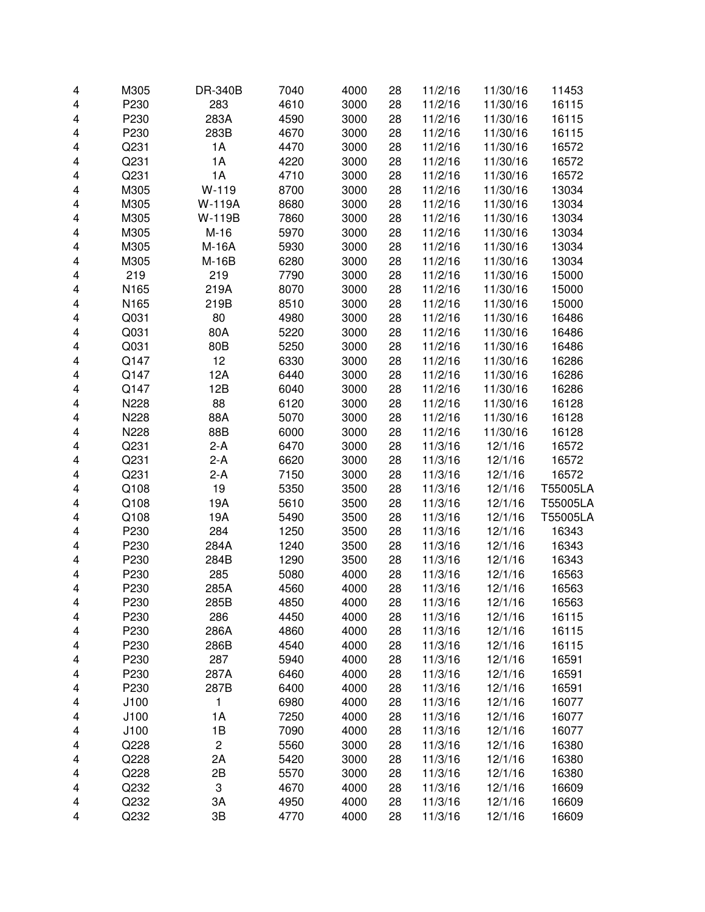| | | | | | | | | |
|---|---|---|---|---|---|---|---|---|
| 4 | M305 | DR-340B | 7040 | 4000 | 28 | 11/2/16 | 11/30/16 | 11453 |
| 4 | P230 | 283 | 4610 | 3000 | 28 | 11/2/16 | 11/30/16 | 16115 |
| 4 | P230 | 283A | 4590 | 3000 | 28 | 11/2/16 | 11/30/16 | 16115 |
| 4 | P230 | 283B | 4670 | 3000 | 28 | 11/2/16 | 11/30/16 | 16115 |
| 4 | Q231 | 1A | 4470 | 3000 | 28 | 11/2/16 | 11/30/16 | 16572 |
| 4 | Q231 | 1A | 4220 | 3000 | 28 | 11/2/16 | 11/30/16 | 16572 |
| 4 | Q231 | 1A | 4710 | 3000 | 28 | 11/2/16 | 11/30/16 | 16572 |
| 4 | M305 | W-119 | 8700 | 3000 | 28 | 11/2/16 | 11/30/16 | 13034 |
| 4 | M305 | W-119A | 8680 | 3000 | 28 | 11/2/16 | 11/30/16 | 13034 |
| 4 | M305 | W-119B | 7860 | 3000 | 28 | 11/2/16 | 11/30/16 | 13034 |
| 4 | M305 | M-16 | 5970 | 3000 | 28 | 11/2/16 | 11/30/16 | 13034 |
| 4 | M305 | M-16A | 5930 | 3000 | 28 | 11/2/16 | 11/30/16 | 13034 |
| 4 | M305 | M-16B | 6280 | 3000 | 28 | 11/2/16 | 11/30/16 | 13034 |
| 4 | 219 | 219 | 7790 | 3000 | 28 | 11/2/16 | 11/30/16 | 15000 |
| 4 | N165 | 219A | 8070 | 3000 | 28 | 11/2/16 | 11/30/16 | 15000 |
| 4 | N165 | 219B | 8510 | 3000 | 28 | 11/2/16 | 11/30/16 | 15000 |
| 4 | Q031 | 80 | 4980 | 3000 | 28 | 11/2/16 | 11/30/16 | 16486 |
| 4 | Q031 | 80A | 5220 | 3000 | 28 | 11/2/16 | 11/30/16 | 16486 |
| 4 | Q031 | 80B | 5250 | 3000 | 28 | 11/2/16 | 11/30/16 | 16486 |
| 4 | Q147 | 12 | 6330 | 3000 | 28 | 11/2/16 | 11/30/16 | 16286 |
| 4 | Q147 | 12A | 6440 | 3000 | 28 | 11/2/16 | 11/30/16 | 16286 |
| 4 | Q147 | 12B | 6040 | 3000 | 28 | 11/2/16 | 11/30/16 | 16286 |
| 4 | N228 | 88 | 6120 | 3000 | 28 | 11/2/16 | 11/30/16 | 16128 |
| 4 | N228 | 88A | 5070 | 3000 | 28 | 11/2/16 | 11/30/16 | 16128 |
| 4 | N228 | 88B | 6000 | 3000 | 28 | 11/2/16 | 11/30/16 | 16128 |
| 4 | Q231 | 2-A | 6470 | 3000 | 28 | 11/3/16 | 12/1/16 | 16572 |
| 4 | Q231 | 2-A | 6620 | 3000 | 28 | 11/3/16 | 12/1/16 | 16572 |
| 4 | Q231 | 2-A | 7150 | 3000 | 28 | 11/3/16 | 12/1/16 | 16572 |
| 4 | Q108 | 19 | 5350 | 3500 | 28 | 11/3/16 | 12/1/16 | T55005LA |
| 4 | Q108 | 19A | 5610 | 3500 | 28 | 11/3/16 | 12/1/16 | T55005LA |
| 4 | Q108 | 19A | 5490 | 3500 | 28 | 11/3/16 | 12/1/16 | T55005LA |
| 4 | P230 | 284 | 1250 | 3500 | 28 | 11/3/16 | 12/1/16 | 16343 |
| 4 | P230 | 284A | 1240 | 3500 | 28 | 11/3/16 | 12/1/16 | 16343 |
| 4 | P230 | 284B | 1290 | 3500 | 28 | 11/3/16 | 12/1/16 | 16343 |
| 4 | P230 | 285 | 5080 | 4000 | 28 | 11/3/16 | 12/1/16 | 16563 |
| 4 | P230 | 285A | 4560 | 4000 | 28 | 11/3/16 | 12/1/16 | 16563 |
| 4 | P230 | 285B | 4850 | 4000 | 28 | 11/3/16 | 12/1/16 | 16563 |
| 4 | P230 | 286 | 4450 | 4000 | 28 | 11/3/16 | 12/1/16 | 16115 |
| 4 | P230 | 286A | 4860 | 4000 | 28 | 11/3/16 | 12/1/16 | 16115 |
| 4 | P230 | 286B | 4540 | 4000 | 28 | 11/3/16 | 12/1/16 | 16115 |
| 4 | P230 | 287 | 5940 | 4000 | 28 | 11/3/16 | 12/1/16 | 16591 |
| 4 | P230 | 287A | 6460 | 4000 | 28 | 11/3/16 | 12/1/16 | 16591 |
| 4 | P230 | 287B | 6400 | 4000 | 28 | 11/3/16 | 12/1/16 | 16591 |
| 4 | J100 | 1 | 6980 | 4000 | 28 | 11/3/16 | 12/1/16 | 16077 |
| 4 | J100 | 1A | 7250 | 4000 | 28 | 11/3/16 | 12/1/16 | 16077 |
| 4 | J100 | 1B | 7090 | 4000 | 28 | 11/3/16 | 12/1/16 | 16077 |
| 4 | Q228 | 2 | 5560 | 3000 | 28 | 11/3/16 | 12/1/16 | 16380 |
| 4 | Q228 | 2A | 5420 | 3000 | 28 | 11/3/16 | 12/1/16 | 16380 |
| 4 | Q228 | 2B | 5570 | 3000 | 28 | 11/3/16 | 12/1/16 | 16380 |
| 4 | Q232 | 3 | 4670 | 4000 | 28 | 11/3/16 | 12/1/16 | 16609 |
| 4 | Q232 | 3A | 4950 | 4000 | 28 | 11/3/16 | 12/1/16 | 16609 |
| 4 | Q232 | 3B | 4770 | 4000 | 28 | 11/3/16 | 12/1/16 | 16609 |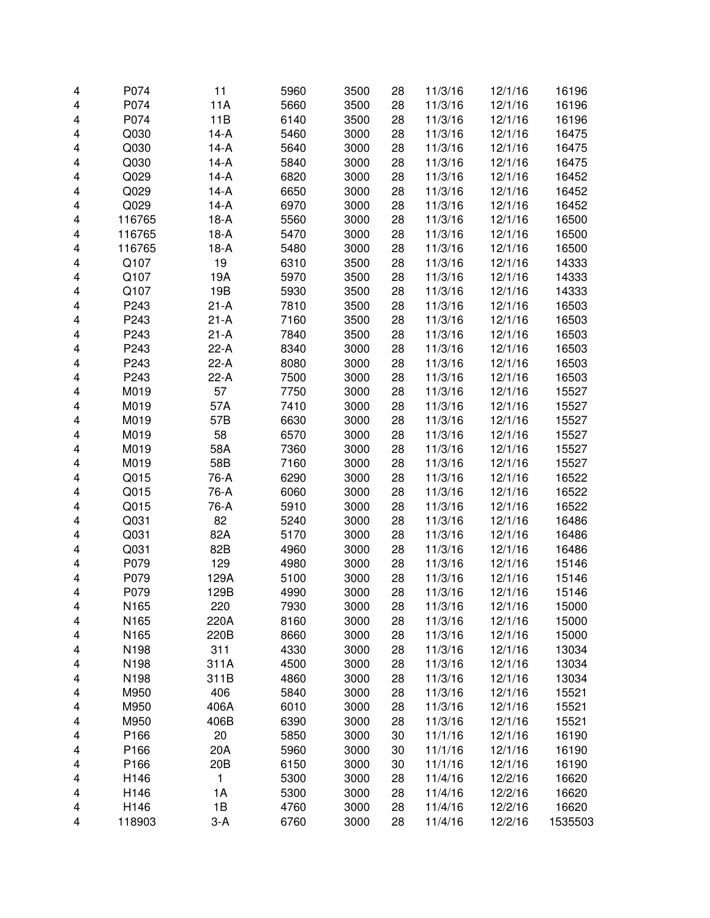| | | | | | | | | |
|---|---|---|---|---|---|---|---|---|
| 4 | P074 | 11 | 5960 | 3500 | 28 | 11/3/16 | 12/1/16 | 16196 |
| 4 | P074 | 11A | 5660 | 3500 | 28 | 11/3/16 | 12/1/16 | 16196 |
| 4 | P074 | 11B | 6140 | 3500 | 28 | 11/3/16 | 12/1/16 | 16196 |
| 4 | Q030 | 14-A | 5460 | 3000 | 28 | 11/3/16 | 12/1/16 | 16475 |
| 4 | Q030 | 14-A | 5640 | 3000 | 28 | 11/3/16 | 12/1/16 | 16475 |
| 4 | Q030 | 14-A | 5840 | 3000 | 28 | 11/3/16 | 12/1/16 | 16475 |
| 4 | Q029 | 14-A | 6820 | 3000 | 28 | 11/3/16 | 12/1/16 | 16452 |
| 4 | Q029 | 14-A | 6650 | 3000 | 28 | 11/3/16 | 12/1/16 | 16452 |
| 4 | Q029 | 14-A | 6970 | 3000 | 28 | 11/3/16 | 12/1/16 | 16452 |
| 4 | 116765 | 18-A | 5560 | 3000 | 28 | 11/3/16 | 12/1/16 | 16500 |
| 4 | 116765 | 18-A | 5470 | 3000 | 28 | 11/3/16 | 12/1/16 | 16500 |
| 4 | 116765 | 18-A | 5480 | 3000 | 28 | 11/3/16 | 12/1/16 | 16500 |
| 4 | Q107 | 19 | 6310 | 3500 | 28 | 11/3/16 | 12/1/16 | 14333 |
| 4 | Q107 | 19A | 5970 | 3500 | 28 | 11/3/16 | 12/1/16 | 14333 |
| 4 | Q107 | 19B | 5930 | 3500 | 28 | 11/3/16 | 12/1/16 | 14333 |
| 4 | P243 | 21-A | 7810 | 3500 | 28 | 11/3/16 | 12/1/16 | 16503 |
| 4 | P243 | 21-A | 7160 | 3500 | 28 | 11/3/16 | 12/1/16 | 16503 |
| 4 | P243 | 21-A | 7840 | 3500 | 28 | 11/3/16 | 12/1/16 | 16503 |
| 4 | P243 | 22-A | 8340 | 3000 | 28 | 11/3/16 | 12/1/16 | 16503 |
| 4 | P243 | 22-A | 8080 | 3000 | 28 | 11/3/16 | 12/1/16 | 16503 |
| 4 | P243 | 22-A | 7500 | 3000 | 28 | 11/3/16 | 12/1/16 | 16503 |
| 4 | M019 | 57 | 7750 | 3000 | 28 | 11/3/16 | 12/1/16 | 15527 |
| 4 | M019 | 57A | 7410 | 3000 | 28 | 11/3/16 | 12/1/16 | 15527 |
| 4 | M019 | 57B | 6630 | 3000 | 28 | 11/3/16 | 12/1/16 | 15527 |
| 4 | M019 | 58 | 6570 | 3000 | 28 | 11/3/16 | 12/1/16 | 15527 |
| 4 | M019 | 58A | 7360 | 3000 | 28 | 11/3/16 | 12/1/16 | 15527 |
| 4 | M019 | 58B | 7160 | 3000 | 28 | 11/3/16 | 12/1/16 | 15527 |
| 4 | Q015 | 76-A | 6290 | 3000 | 28 | 11/3/16 | 12/1/16 | 16522 |
| 4 | Q015 | 76-A | 6060 | 3000 | 28 | 11/3/16 | 12/1/16 | 16522 |
| 4 | Q015 | 76-A | 5910 | 3000 | 28 | 11/3/16 | 12/1/16 | 16522 |
| 4 | Q031 | 82 | 5240 | 3000 | 28 | 11/3/16 | 12/1/16 | 16486 |
| 4 | Q031 | 82A | 5170 | 3000 | 28 | 11/3/16 | 12/1/16 | 16486 |
| 4 | Q031 | 82B | 4960 | 3000 | 28 | 11/3/16 | 12/1/16 | 16486 |
| 4 | P079 | 129 | 4980 | 3000 | 28 | 11/3/16 | 12/1/16 | 15146 |
| 4 | P079 | 129A | 5100 | 3000 | 28 | 11/3/16 | 12/1/16 | 15146 |
| 4 | P079 | 129B | 4990 | 3000 | 28 | 11/3/16 | 12/1/16 | 15146 |
| 4 | N165 | 220 | 7930 | 3000 | 28 | 11/3/16 | 12/1/16 | 15000 |
| 4 | N165 | 220A | 8160 | 3000 | 28 | 11/3/16 | 12/1/16 | 15000 |
| 4 | N165 | 220B | 8660 | 3000 | 28 | 11/3/16 | 12/1/16 | 15000 |
| 4 | N198 | 311 | 4330 | 3000 | 28 | 11/3/16 | 12/1/16 | 13034 |
| 4 | N198 | 311A | 4500 | 3000 | 28 | 11/3/16 | 12/1/16 | 13034 |
| 4 | N198 | 311B | 4860 | 3000 | 28 | 11/3/16 | 12/1/16 | 13034 |
| 4 | M950 | 406 | 5840 | 3000 | 28 | 11/3/16 | 12/1/16 | 15521 |
| 4 | M950 | 406A | 6010 | 3000 | 28 | 11/3/16 | 12/1/16 | 15521 |
| 4 | M950 | 406B | 6390 | 3000 | 28 | 11/3/16 | 12/1/16 | 15521 |
| 4 | P166 | 20 | 5850 | 3000 | 30 | 11/1/16 | 12/1/16 | 16190 |
| 4 | P166 | 20A | 5960 | 3000 | 30 | 11/1/16 | 12/1/16 | 16190 |
| 4 | P166 | 20B | 6150 | 3000 | 30 | 11/1/16 | 12/1/16 | 16190 |
| 4 | H146 | 1 | 5300 | 3000 | 28 | 11/4/16 | 12/2/16 | 16620 |
| 4 | H146 | 1A | 5300 | 3000 | 28 | 11/4/16 | 12/2/16 | 16620 |
| 4 | H146 | 1B | 4760 | 3000 | 28 | 11/4/16 | 12/2/16 | 16620 |
| 4 | 118903 | 3-A | 6760 | 3000 | 28 | 11/4/16 | 12/2/16 | 1535503 |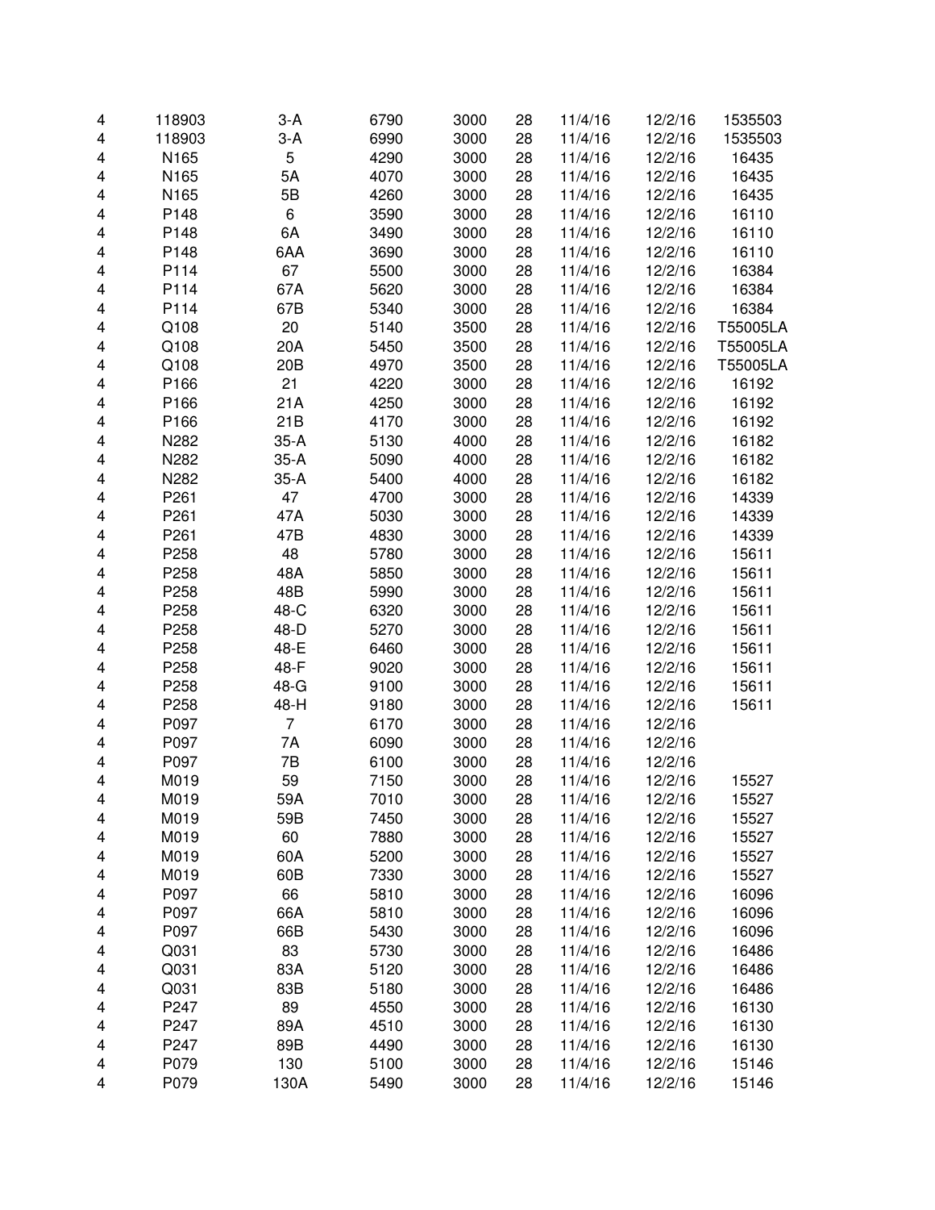| | | | | | | | | |
|---|---|---|---|---|---|---|---|---|
| 4 | 118903 | 3-A | 6790 | 3000 | 28 | 11/4/16 | 12/2/16 | 1535503 |
| 4 | 118903 | 3-A | 6990 | 3000 | 28 | 11/4/16 | 12/2/16 | 1535503 |
| 4 | N165 | 5 | 4290 | 3000 | 28 | 11/4/16 | 12/2/16 | 16435 |
| 4 | N165 | 5A | 4070 | 3000 | 28 | 11/4/16 | 12/2/16 | 16435 |
| 4 | N165 | 5B | 4260 | 3000 | 28 | 11/4/16 | 12/2/16 | 16435 |
| 4 | P148 | 6 | 3590 | 3000 | 28 | 11/4/16 | 12/2/16 | 16110 |
| 4 | P148 | 6A | 3490 | 3000 | 28 | 11/4/16 | 12/2/16 | 16110 |
| 4 | P148 | 6AA | 3690 | 3000 | 28 | 11/4/16 | 12/2/16 | 16110 |
| 4 | P114 | 67 | 5500 | 3000 | 28 | 11/4/16 | 12/2/16 | 16384 |
| 4 | P114 | 67A | 5620 | 3000 | 28 | 11/4/16 | 12/2/16 | 16384 |
| 4 | P114 | 67B | 5340 | 3000 | 28 | 11/4/16 | 12/2/16 | 16384 |
| 4 | Q108 | 20 | 5140 | 3500 | 28 | 11/4/16 | 12/2/16 | T55005LA |
| 4 | Q108 | 20A | 5450 | 3500 | 28 | 11/4/16 | 12/2/16 | T55005LA |
| 4 | Q108 | 20B | 4970 | 3500 | 28 | 11/4/16 | 12/2/16 | T55005LA |
| 4 | P166 | 21 | 4220 | 3000 | 28 | 11/4/16 | 12/2/16 | 16192 |
| 4 | P166 | 21A | 4250 | 3000 | 28 | 11/4/16 | 12/2/16 | 16192 |
| 4 | P166 | 21B | 4170 | 3000 | 28 | 11/4/16 | 12/2/16 | 16192 |
| 4 | N282 | 35-A | 5130 | 4000 | 28 | 11/4/16 | 12/2/16 | 16182 |
| 4 | N282 | 35-A | 5090 | 4000 | 28 | 11/4/16 | 12/2/16 | 16182 |
| 4 | N282 | 35-A | 5400 | 4000 | 28 | 11/4/16 | 12/2/16 | 16182 |
| 4 | P261 | 47 | 4700 | 3000 | 28 | 11/4/16 | 12/2/16 | 14339 |
| 4 | P261 | 47A | 5030 | 3000 | 28 | 11/4/16 | 12/2/16 | 14339 |
| 4 | P261 | 47B | 4830 | 3000 | 28 | 11/4/16 | 12/2/16 | 14339 |
| 4 | P258 | 48 | 5780 | 3000 | 28 | 11/4/16 | 12/2/16 | 15611 |
| 4 | P258 | 48A | 5850 | 3000 | 28 | 11/4/16 | 12/2/16 | 15611 |
| 4 | P258 | 48B | 5990 | 3000 | 28 | 11/4/16 | 12/2/16 | 15611 |
| 4 | P258 | 48-C | 6320 | 3000 | 28 | 11/4/16 | 12/2/16 | 15611 |
| 4 | P258 | 48-D | 5270 | 3000 | 28 | 11/4/16 | 12/2/16 | 15611 |
| 4 | P258 | 48-E | 6460 | 3000 | 28 | 11/4/16 | 12/2/16 | 15611 |
| 4 | P258 | 48-F | 9020 | 3000 | 28 | 11/4/16 | 12/2/16 | 15611 |
| 4 | P258 | 48-G | 9100 | 3000 | 28 | 11/4/16 | 12/2/16 | 15611 |
| 4 | P258 | 48-H | 9180 | 3000 | 28 | 11/4/16 | 12/2/16 | 15611 |
| 4 | P097 | 7 | 6170 | 3000 | 28 | 11/4/16 | 12/2/16 | |
| 4 | P097 | 7A | 6090 | 3000 | 28 | 11/4/16 | 12/2/16 | |
| 4 | P097 | 7B | 6100 | 3000 | 28 | 11/4/16 | 12/2/16 | |
| 4 | M019 | 59 | 7150 | 3000 | 28 | 11/4/16 | 12/2/16 | 15527 |
| 4 | M019 | 59A | 7010 | 3000 | 28 | 11/4/16 | 12/2/16 | 15527 |
| 4 | M019 | 59B | 7450 | 3000 | 28 | 11/4/16 | 12/2/16 | 15527 |
| 4 | M019 | 60 | 7880 | 3000 | 28 | 11/4/16 | 12/2/16 | 15527 |
| 4 | M019 | 60A | 5200 | 3000 | 28 | 11/4/16 | 12/2/16 | 15527 |
| 4 | M019 | 60B | 7330 | 3000 | 28 | 11/4/16 | 12/2/16 | 15527 |
| 4 | P097 | 66 | 5810 | 3000 | 28 | 11/4/16 | 12/2/16 | 16096 |
| 4 | P097 | 66A | 5810 | 3000 | 28 | 11/4/16 | 12/2/16 | 16096 |
| 4 | P097 | 66B | 5430 | 3000 | 28 | 11/4/16 | 12/2/16 | 16096 |
| 4 | Q031 | 83 | 5730 | 3000 | 28 | 11/4/16 | 12/2/16 | 16486 |
| 4 | Q031 | 83A | 5120 | 3000 | 28 | 11/4/16 | 12/2/16 | 16486 |
| 4 | Q031 | 83B | 5180 | 3000 | 28 | 11/4/16 | 12/2/16 | 16486 |
| 4 | P247 | 89 | 4550 | 3000 | 28 | 11/4/16 | 12/2/16 | 16130 |
| 4 | P247 | 89A | 4510 | 3000 | 28 | 11/4/16 | 12/2/16 | 16130 |
| 4 | P247 | 89B | 4490 | 3000 | 28 | 11/4/16 | 12/2/16 | 16130 |
| 4 | P079 | 130 | 5100 | 3000 | 28 | 11/4/16 | 12/2/16 | 15146 |
| 4 | P079 | 130A | 5490 | 3000 | 28 | 11/4/16 | 12/2/16 | 15146 |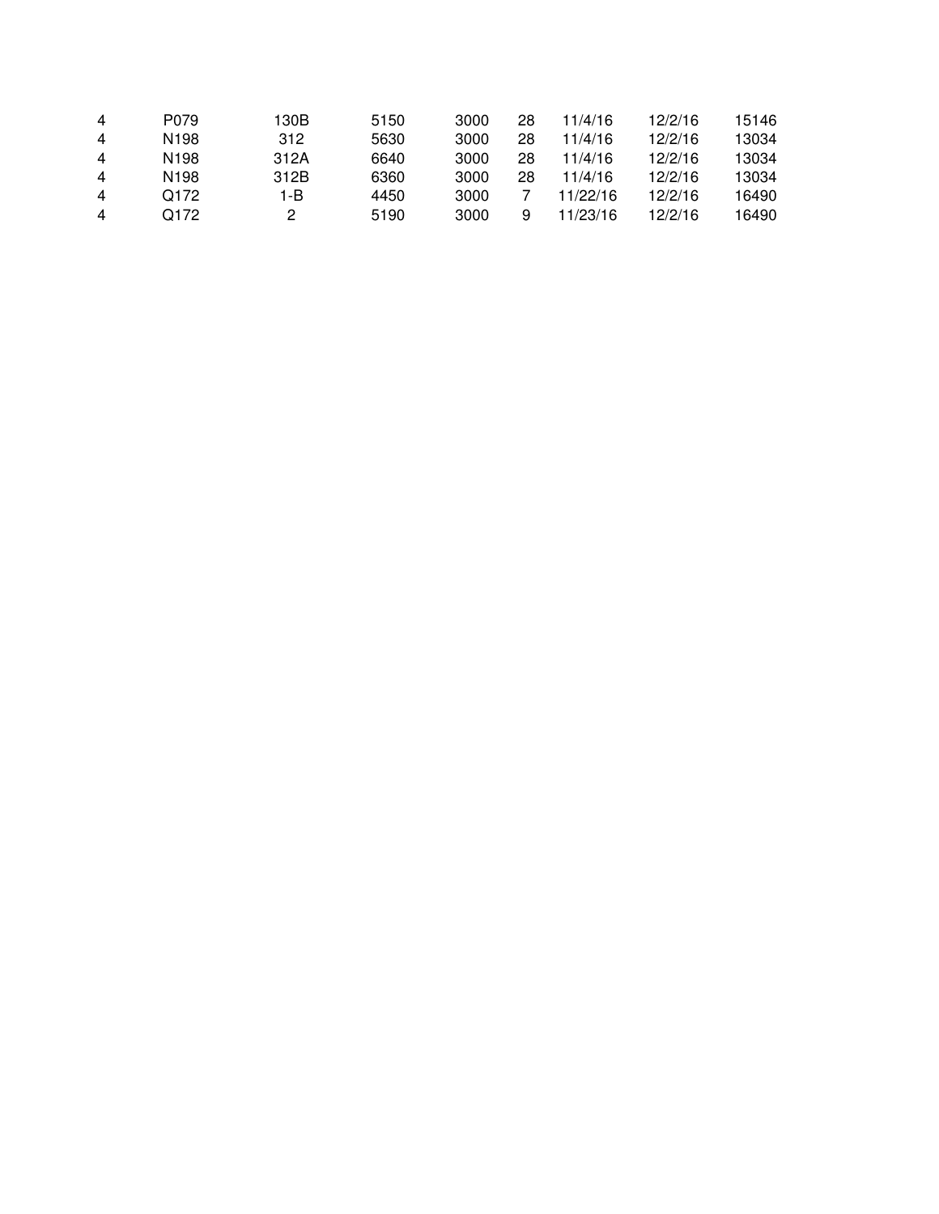| | | | | | | | | |
|---|---|---|---|---|---|---|---|---|
| 4 | P079 | 130B | 5150 | 3000 | 28 | 11/4/16 | 12/2/16 | 15146 |
| 4 | N198 | 312 | 5630 | 3000 | 28 | 11/4/16 | 12/2/16 | 13034 |
| 4 | N198 | 312A | 6640 | 3000 | 28 | 11/4/16 | 12/2/16 | 13034 |
| 4 | N198 | 312B | 6360 | 3000 | 28 | 11/4/16 | 12/2/16 | 13034 |
| 4 | Q172 | 1-B | 4450 | 3000 | 7 | 11/22/16 | 12/2/16 | 16490 |
| 4 | Q172 | 2 | 5190 | 3000 | 9 | 11/23/16 | 12/2/16 | 16490 |